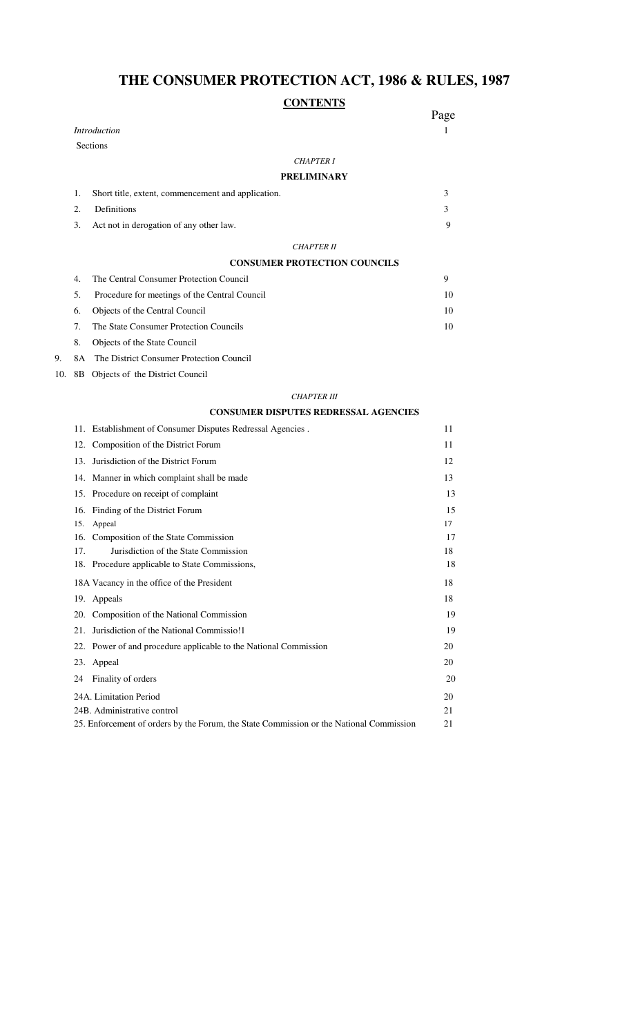# THE CONSUMER PROTECTION ACT, 1986 & RULES, 1987

## CONTENTS

| | | Page |
|---|---|---|
| | *Introduction* | 1 |
| | Sections | |
| | *CHAPTER I* | |
| | **PRELIMINARY** | |
| 1. | Short title, extent, commencement and application. | 3 |
| 2. | Definitions | 3 |
| 3. | Act not in derogation of any other law. | 9 |
| | *CHAPTER II* | |
| | **CONSUMER PROTECTION COUNCILS** | |
| 4. | The Central Consumer Protection Council | 9 |
| 5. | Procedure for meetings of the Central Council | 10 |
| 6. | Objects of the Central Council | 10 |
| 7. | The State Consumer Protection Councils | 10 |
| 8. | Objects of the State Council | |
| 9. 8A | The District Consumer Protection Council | |
| 10. 8B | Objects of the District Council | |
| | *CHAPTER III* | |
| | **CONSUMER DISPUTES REDRESSAL AGENCIES** | |
| 11. | Establishment of Consumer Disputes Redressal Agencies . | 11 |
| 12. | Composition of the District Forum | 11 |
| 13. | Jurisdiction of the District Forum | 12 |
| 14. | Manner in which complaint shall be made | 13 |
| 15. | Procedure on receipt of complaint | 13 |
| 16. | Finding of the District Forum | 15 |
| 15. | Appeal | 17 |
| 16. | Composition of the State Commission | 17 |
| 17. | Jurisdiction of the State Commission | 18 |
| 18. | Procedure applicable to State Commissions, | 18 |
| 18A | Vacancy in the office of the President | 18 |
| 19. | Appeals | 18 |
| 20. | Composition of the National Commission | 19 |
| 21. | Jurisdiction of the National Commissio!1 | 19 |
| 22. | Power of and procedure applicable to the National Commission | 20 |
| 23. | Appeal | 20 |
| 24 | Finality of orders | 20 |
| 24A. | Limitation Period | 20 |
| 24B. | Administrative control | 21 |
| 25. | Enforcement of orders by the Forum, the State Commission or the National Commission | 21 |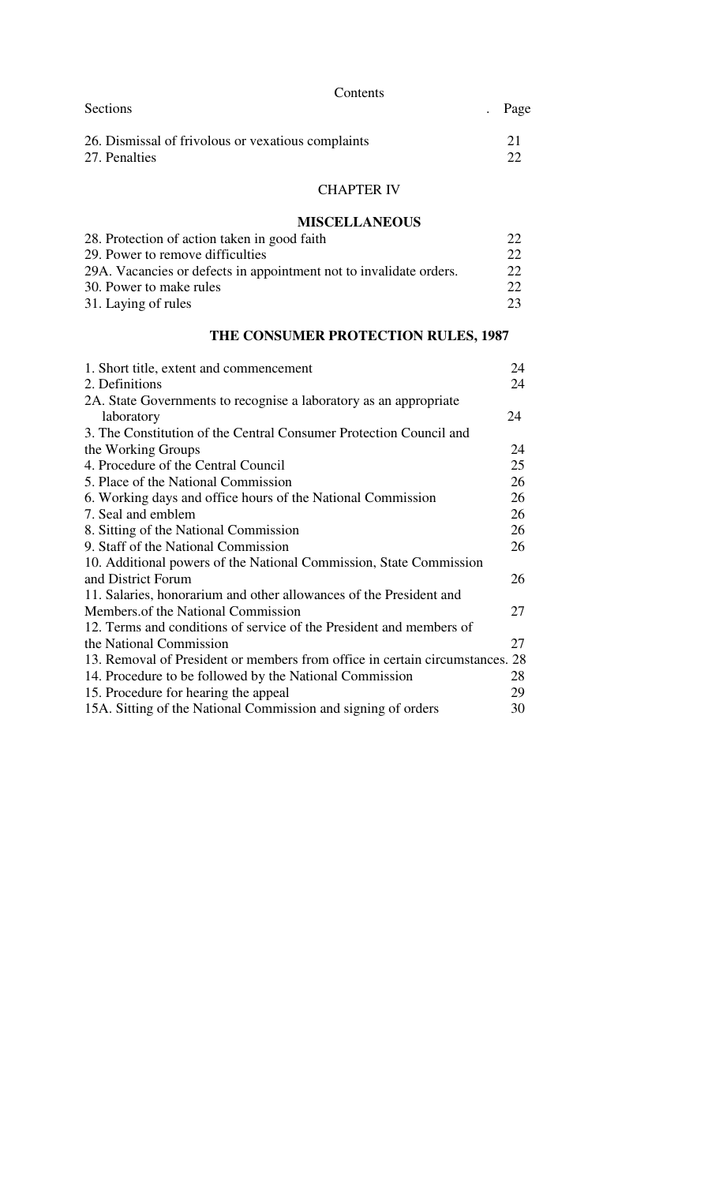Contents

| Sections | Page |
| --- | --- |
| 26. Dismissal of frivolous or vexatious complaints | 21 |
| 27. Penalties | 22 |

## CHAPTER IV

### MISCELLANEOUS

| | |
| --- | --- |
| 28. Protection of action taken in good faith | 22 |
| 29. Power to remove difficulties | 22 |
| 29A. Vacancies or defects in appointment not to invalidate orders. | 22 |
| 30. Power to make rules | 22 |
| 31. Laying of rules | 23 |

## THE CONSUMER PROTECTION RULES, 1987

| | |
| --- | --- |
| 1. Short title, extent and commencement | 24 |
| 2. Definitions | 24 |
| 2A. State Governments to recognise a laboratory as an appropriate laboratory | 24 |
| 3. The Constitution of the Central Consumer Protection Council and the Working Groups | 24 |
| 4. Procedure of the Central Council | 25 |
| 5. Place of the National Commission | 26 |
| 6. Working days and office hours of the National Commission | 26 |
| 7. Seal and emblem | 26 |
| 8. Sitting of the National Commission | 26 |
| 9. Staff of the National Commission | 26 |
| 10. Additional powers of the National Commission, State Commission and District Forum | 26 |
| 11. Salaries, honorarium and other allowances of the President and Members.of the National Commission | 27 |
| 12. Terms and conditions of service of the President and members of the National Commission | 27 |
| 13. Removal of President or members from office in certain circumstances. | 28 |
| 14. Procedure to be followed by the National Commission | 28 |
| 15. Procedure for hearing the appeal | 29 |
| 15A. Sitting of the National Commission and signing of orders | 30 |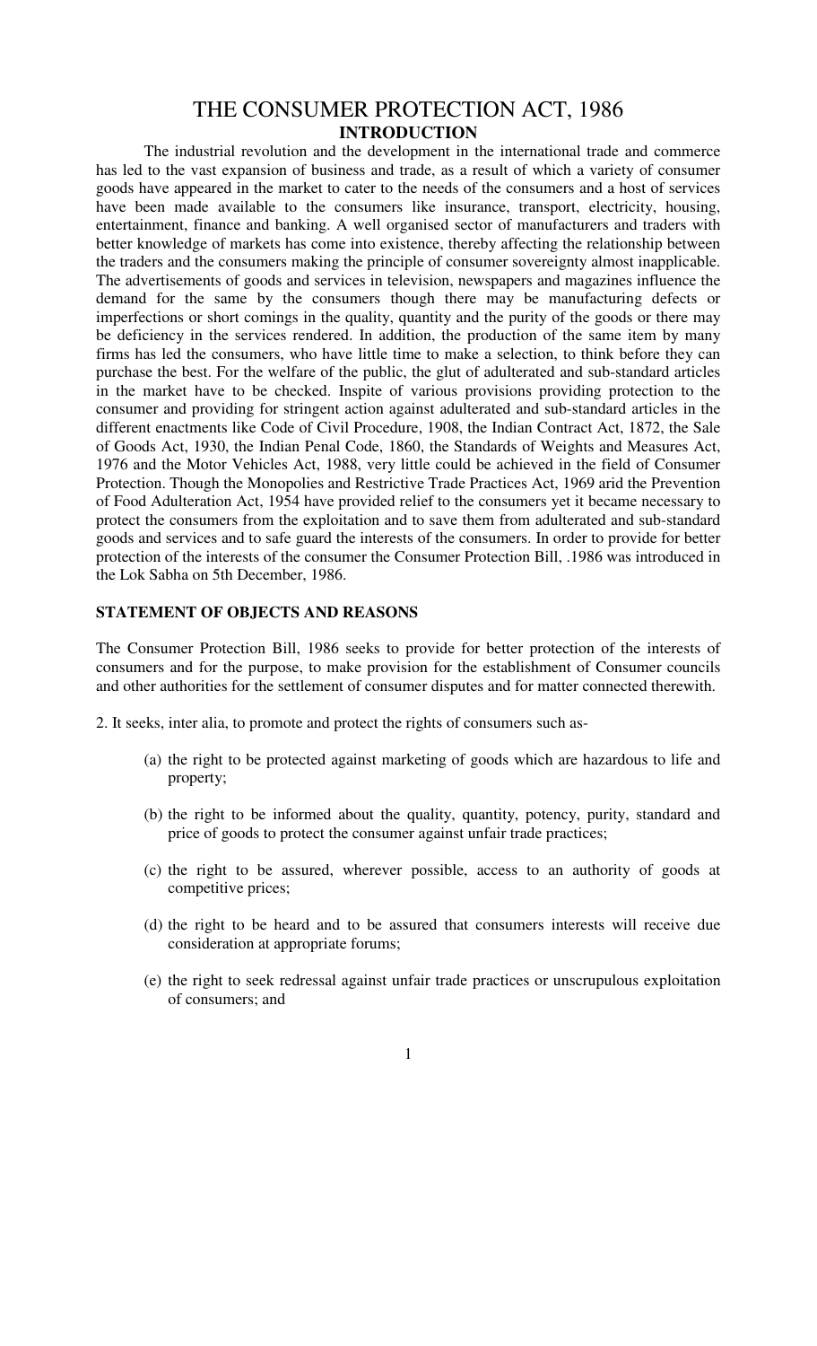# THE CONSUMER PROTECTION ACT, 1986

## INTRODUCTION

The industrial revolution and the development in the international trade and commerce has led to the vast expansion of business and trade, as a result of which a variety of consumer goods have appeared in the market to cater to the needs of the consumers and a host of services have been made available to the consumers like insurance, transport, electricity, housing, entertainment, finance and banking. A well organised sector of manufacturers and traders with better knowledge of markets has come into existence, thereby affecting the relationship between the traders and the consumers making the principle of consumer sovereignty almost inapplicable. The advertisements of goods and services in television, newspapers and magazines influence the demand for the same by the consumers though there may be manufacturing defects or imperfections or short comings in the quality, quantity and the purity of the goods or there may be deficiency in the services rendered. In addition, the production of the same item by many firms has led the consumers, who have little time to make a selection, to think before they can purchase the best. For the welfare of the public, the glut of adulterated and sub-standard articles in the market have to be checked. Inspite of various provisions providing protection to the consumer and providing for stringent action against adulterated and sub-standard articles in the different enactments like Code of Civil Procedure, 1908, the Indian Contract Act, 1872, the Sale of Goods Act, 1930, the Indian Penal Code, 1860, the Standards of Weights and Measures Act, 1976 and the Motor Vehicles Act, 1988, very little could be achieved in the field of Consumer Protection. Though the Monopolies and Restrictive Trade Practices Act, 1969 arid the Prevention of Food Adulteration Act, 1954 have provided relief to the consumers yet it became necessary to protect the consumers from the exploitation and to save them from adulterated and sub-standard goods and services and to safe guard the interests of the consumers. In order to provide for better protection of the interests of the consumer the Consumer Protection Bill, .1986 was introduced in the Lok Sabha on 5th December, 1986.

**STATEMENT OF OBJECTS AND REASONS**

The Consumer Protection Bill, 1986 seeks to provide for better protection of the interests of consumers and for the purpose, to make provision for the establishment of Consumer councils and other authorities for the settlement of consumer disputes and for matter connected therewith.

2. It seeks, inter alia, to promote and protect the rights of consumers such as-

(a) the right to be protected against marketing of goods which are hazardous to life and property;

(b) the right to be informed about the quality, quantity, potency, purity, standard and price of goods to protect the consumer against unfair trade practices;

(c) the right to be assured, wherever possible, access to an authority of goods at competitive prices;

(d) the right to be heard and to be assured that consumers interests will receive due consideration at appropriate forums;

(e) the right to seek redressal against unfair trade practices or unscrupulous exploitation of consumers; and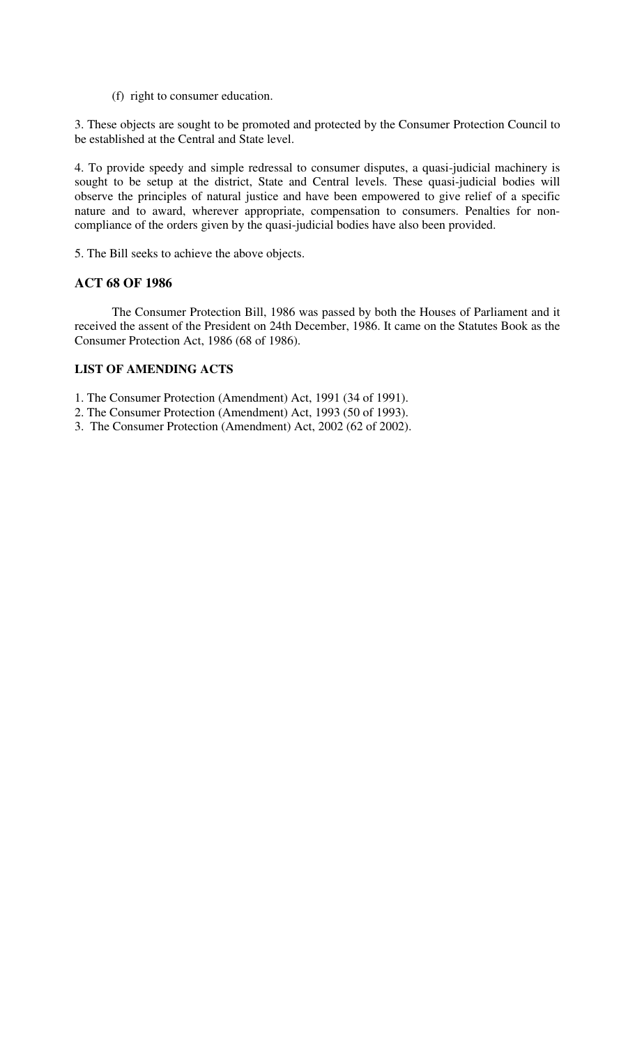(f) right to consumer education.

3. These objects are sought to be promoted and protected by the Consumer Protection Council to be established at the Central and State level.

4. To provide speedy and simple redressal to consumer disputes, a quasi-judicial machinery is sought to be setup at the district, State and Central levels. These quasi-judicial bodies will observe the principles of natural justice and have been empowered to give relief of a specific nature and to award, wherever appropriate, compensation to consumers. Penalties for non-compliance of the orders given by the quasi-judicial bodies have also been provided.

5. The Bill seeks to achieve the above objects.

## ACT 68 OF 1986

The Consumer Protection Bill, 1986 was passed by both the Houses of Parliament and it received the assent of the President on 24th December, 1986. It came on the Statutes Book as the Consumer Protection Act, 1986 (68 of 1986).

## LIST OF AMENDING ACTS

1. The Consumer Protection (Amendment) Act, 1991 (34 of 1991).
2. The Consumer Protection (Amendment) Act, 1993 (50 of 1993).
3. The Consumer Protection (Amendment) Act, 2002 (62 of 2002).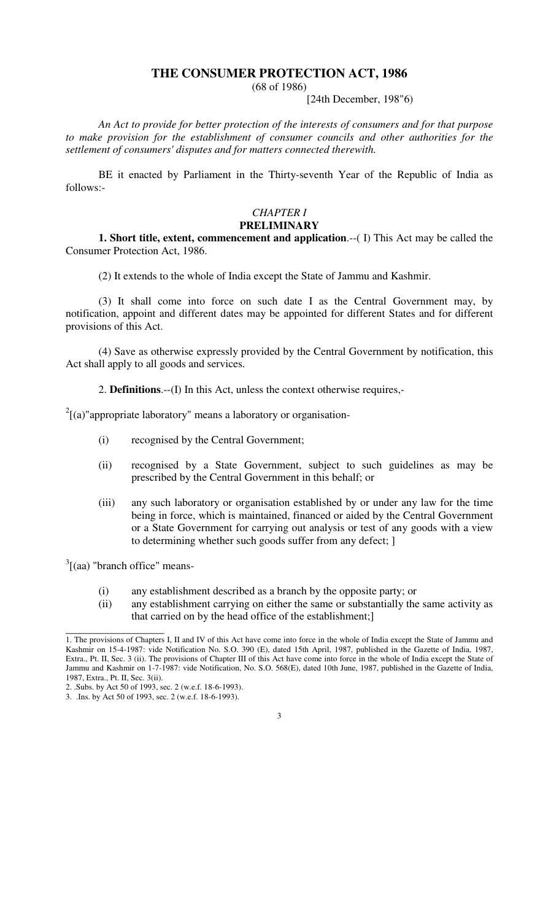# THE CONSUMER PROTECTION ACT, 1986

(68 of 1986)

[24th December, 198"6)

*An Act to provide for better protection of the interests of consumers and for that purpose to make provision for the establishment of consumer councils and other authorities for the settlement of consumers' disputes and for matters connected therewith.*

BE it enacted by Parliament in the Thirty-seventh Year of the Republic of India as follows:-

## *CHAPTER I*

## PRELIMINARY

**1. Short title, extent, commencement and application**.--( I) This Act may be called the Consumer Protection Act, 1986.

(2) It extends to the whole of India except the State of Jammu and Kashmir.

(3) It shall come into force on such date I as the Central Government may, by notification, appoint and different dates may be appointed for different States and for different provisions of this Act.

(4) Save as otherwise expressly provided by the Central Government by notification, this Act shall apply to all goods and services.

2. **Definitions**.--(I) In this Act, unless the context otherwise requires,-

[2][(a)"appropriate laboratory" means a laboratory or organisation-

(i) recognised by the Central Government;

(ii) recognised by a State Government, subject to such guidelines as may be prescribed by the Central Government in this behalf; or

(iii) any such laboratory or organisation established by or under any law for the time being in force, which is maintained, financed or aided by the Central Government or a State Government for carrying out analysis or test of any goods with a view to determining whether such goods suffer from any defect; ]

[3][(aa) "branch office" means-

(i) any establishment described as a branch by the opposite party; or

(ii) any establishment carrying on either the same or substantially the same activity as that carried on by the head office of the establishment;]

---

1. The provisions of Chapters I, II and IV of this Act have come into force in the whole of India except the State of Jammu and Kashmir on 15-4-1987: vide Notification No. S.O. 390 (E), dated 15th April, 1987, published in the Gazette of India, 1987, Extra., Pt. II, Sec. 3 (ii). The provisions of Chapter III of this Act have come into force in the whole of India except the State of Jammu and Kashmir on 1-7-1987: vide Notification, No. S.O. 568(E), dated 10th June, 1987, published in the Gazette of India, 1987, Extra., Pt. II, Sec. 3(ii).

2. .Subs. by Act 50 of 1993, sec. 2 (w.e.f. 18-6-1993).

3. .Ins. by Act 50 of 1993, sec. 2 (w.e.f. 18-6-1993).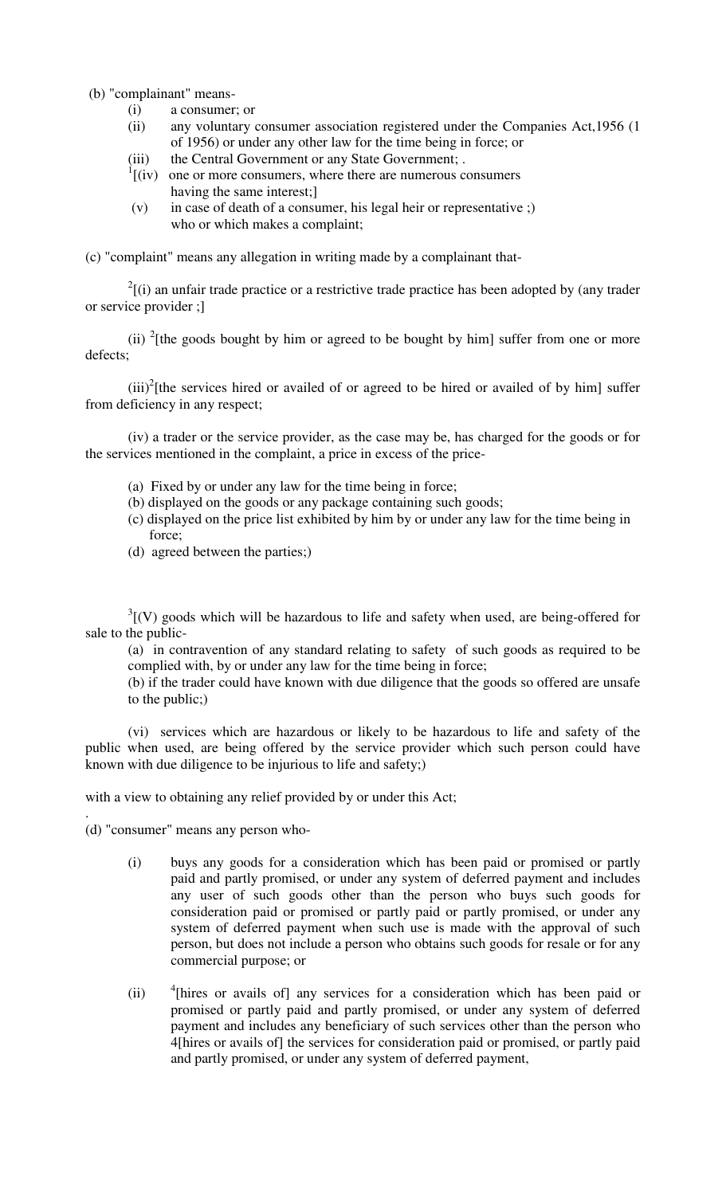(b) "complainant" means-

(i) a consumer; or

(ii) any voluntary consumer association registered under the Companies Act,1956 (1 of 1956) or under any other law for the time being in force; or

(iii) the Central Government or any State Government; .

[1][(iv) one or more consumers, where there are numerous consumers having the same interest;]

(v) in case of death of a consumer, his legal heir or representative ;) who or which makes a complaint;

(c) "complaint" means any allegation in writing made by a complainant that-

[2][(i) an unfair trade practice or a restrictive trade practice has been adopted by (any trader or service provider ;]

(ii) [2][the goods bought by him or agreed to be bought by him] suffer from one or more defects;

(iii)[2][the services hired or availed of or agreed to be hired or availed of by him] suffer from deficiency in any respect;

(iv) a trader or the service provider, as the case may be, has charged for the goods or for the services mentioned in the complaint, a price in excess of the price-

(a) Fixed by or under any law for the time being in force;
(b) displayed on the goods or any package containing such goods;
(c) displayed on the price list exhibited by him by or under any law for the time being in force;
(d) agreed between the parties;)

[3][(V) goods which will be hazardous to life and safety when used, are being-offered for sale to the public-

(a) in contravention of any standard relating to safety of such goods as required to be complied with, by or under any law for the time being in force;
(b) if the trader could have known with due diligence that the goods so offered are unsafe to the public;)

(vi) services which are hazardous or likely to be hazardous to life and safety of the public when used, are being offered by the service provider which such person could have known with due diligence to be injurious to life and safety;)

with a view to obtaining any relief provided by or under this Act;

.

(d) "consumer" means any person who-

(i) buys any goods for a consideration which has been paid or promised or partly paid and partly promised, or under any system of deferred payment and includes any user of such goods other than the person who buys such goods for consideration paid or promised or partly paid or partly promised, or under any system of deferred payment when such use is made with the approval of such person, but does not include a person who obtains such goods for resale or for any commercial purpose; or

(ii) [4][hires or avails of] any services for a consideration which has been paid or promised or partly paid and partly promised, or under any system of deferred payment and includes any beneficiary of such services other than the person who 4[hires or avails of] the services for consideration paid or promised, or partly paid and partly promised, or under any system of deferred payment,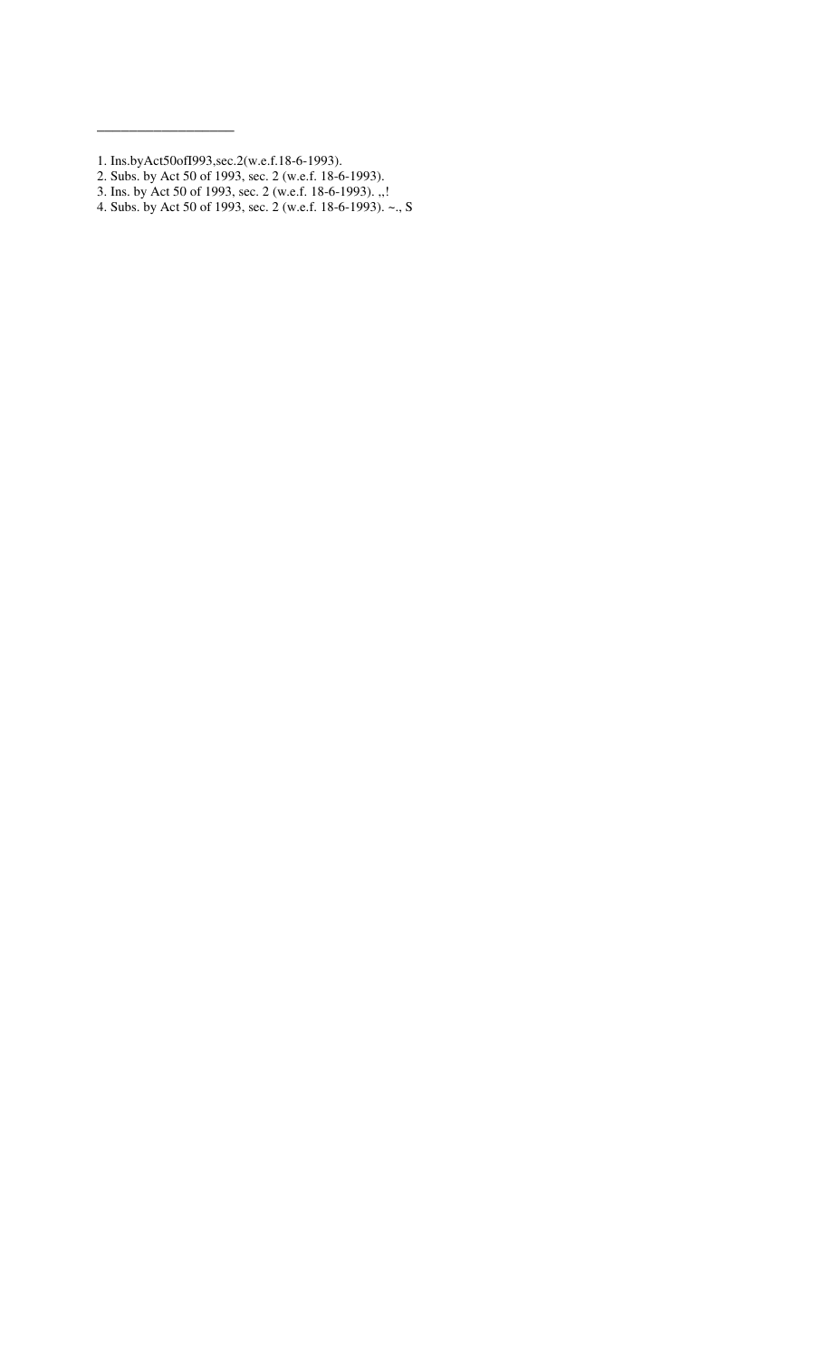---

1. Ins.byAct50ofI993,sec.2(w.e.f.18-6-1993).
2. Subs. by Act 50 of 1993, sec. 2 (w.e.f. 18-6-1993).
3. Ins. by Act 50 of 1993, sec. 2 (w.e.f. 18-6-1993). ,,!
4. Subs. by Act 50 of 1993, sec. 2 (w.e.f. 18-6-1993). ~., S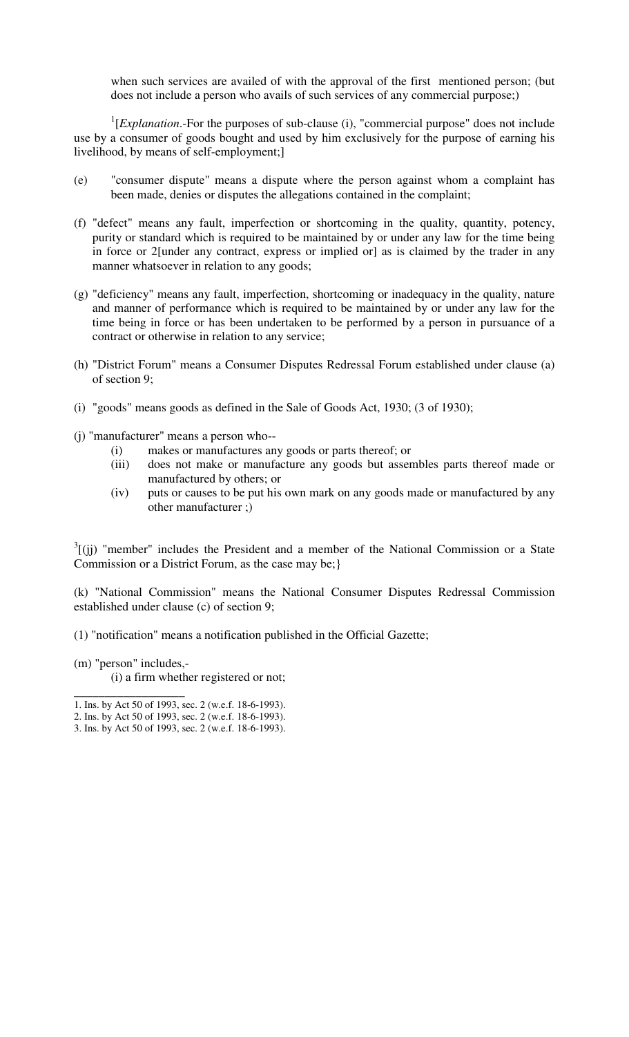when such services are availed of with the approval of the first mentioned person; (but does not include a person who avails of such services of any commercial purpose;)

[1][*Explanation*.-For the purposes of sub-clause (i), "commercial purpose" does not include use by a consumer of goods bought and used by him exclusively for the purpose of earning his livelihood, by means of self-employment;]

(e) "consumer dispute" means a dispute where the person against whom a complaint has been made, denies or disputes the allegations contained in the complaint;

(f) "defect" means any fault, imperfection or shortcoming in the quality, quantity, potency, purity or standard which is required to be maintained by or under any law for the time being in force or 2[under any contract, express or implied or] as is claimed by the trader in any manner whatsoever in relation to any goods;

(g) "deficiency" means any fault, imperfection, shortcoming or inadequacy in the quality, nature and manner of performance which is required to be maintained by or under any law for the time being in force or has been undertaken to be performed by a person in pursuance of a contract or otherwise in relation to any service;

(h) "District Forum" means a Consumer Disputes Redressal Forum established under clause (a) of section 9;

(i) "goods" means goods as defined in the Sale of Goods Act, 1930; (3 of 1930);

(j) "manufacturer" means a person who--

- (i) makes or manufactures any goods or parts thereof; or
- (iii) does not make or manufacture any goods but assembles parts thereof made or manufactured by others; or
- (iv) puts or causes to be put his own mark on any goods made or manufactured by any other manufacturer ;)

[3][(jj) "member" includes the President and a member of the National Commission or a State Commission or a District Forum, as the case may be;}

(k) "National Commission" means the National Consumer Disputes Redressal Commission established under clause (c) of section 9;

(1) "notification" means a notification published in the Official Gazette;

(m) "person" includes,-

(i) a firm whether registered or not;

---

1. Ins. by Act 50 of 1993, sec. 2 (w.e.f. 18-6-1993).
2. Ins. by Act 50 of 1993, sec. 2 (w.e.f. 18-6-1993).
3. Ins. by Act 50 of 1993, sec. 2 (w.e.f. 18-6-1993).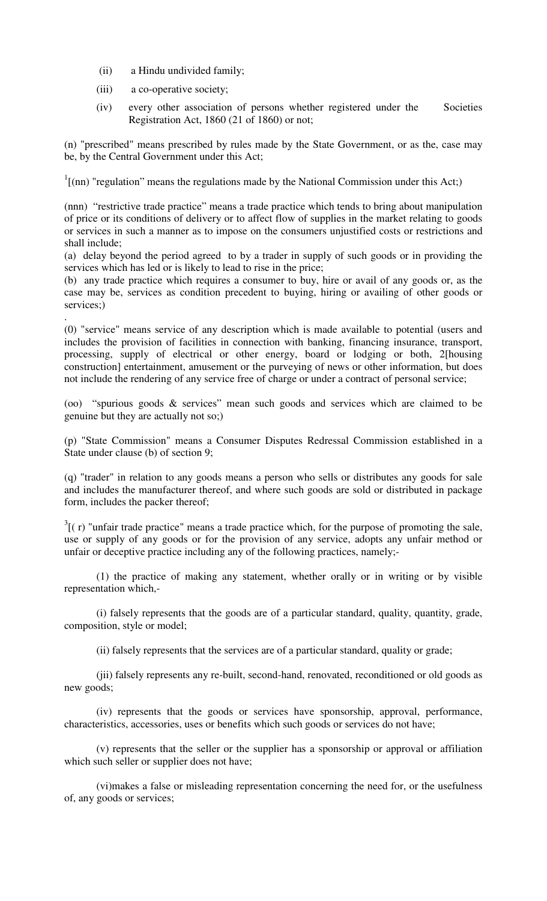(ii) a Hindu undivided family;

(iii) a co-operative society;

(iv) every other association of persons whether registered under the Societies Registration Act, 1860 (21 of 1860) or not;

(n) "prescribed" means prescribed by rules made by the State Government, or as the, case may be, by the Central Government under this Act;

[1][(nn) "regulation" means the regulations made by the National Commission under this Act;)

(nnn) "restrictive trade practice" means a trade practice which tends to bring about manipulation of price or its conditions of delivery or to affect flow of supplies in the market relating to goods or services in such a manner as to impose on the consumers unjustified costs or restrictions and shall include;

(a) delay beyond the period agreed to by a trader in supply of such goods or in providing the services which has led or is likely to lead to rise in the price;

(b) any trade practice which requires a consumer to buy, hire or avail of any goods or, as the case may be, services as condition precedent to buying, hiring or availing of other goods or services;)

.

(0) "service" means service of any description which is made available to potential (users and includes the provision of facilities in connection with banking, financing insurance, transport, processing, supply of electrical or other energy, board or lodging or both, 2[housing construction] entertainment, amusement or the purveying of news or other information, but does not include the rendering of any service free of charge or under a contract of personal service;

(oo) "spurious goods & services" mean such goods and services which are claimed to be genuine but they are actually not so;)

(p) "State Commission" means a Consumer Disputes Redressal Commission established in a State under clause (b) of section 9;

(q) "trader" in relation to any goods means a person who sells or distributes any goods for sale and includes the manufacturer thereof, and where such goods are sold or distributed in package form, includes the packer thereof;

[3][( r) "unfair trade practice" means a trade practice which, for the purpose of promoting the sale, use or supply of any goods or for the provision of any service, adopts any unfair method or unfair or deceptive practice including any of the following practices, namely;-

(1) the practice of making any statement, whether orally or in writing or by visible representation which,-

(i) falsely represents that the goods are of a particular standard, quality, quantity, grade, composition, style or model;

(ii) falsely represents that the services are of a particular standard, quality or grade;

(iii) falsely represents any re-built, second-hand, renovated, reconditioned or old goods as new goods;

(iv) represents that the goods or services have sponsorship, approval, performance, characteristics, accessories, uses or benefits which such goods or services do not have;

(v) represents that the seller or the supplier has a sponsorship or approval or affiliation which such seller or supplier does not have;

(vi)makes a false or misleading representation concerning the need for, or the usefulness of, any goods or services;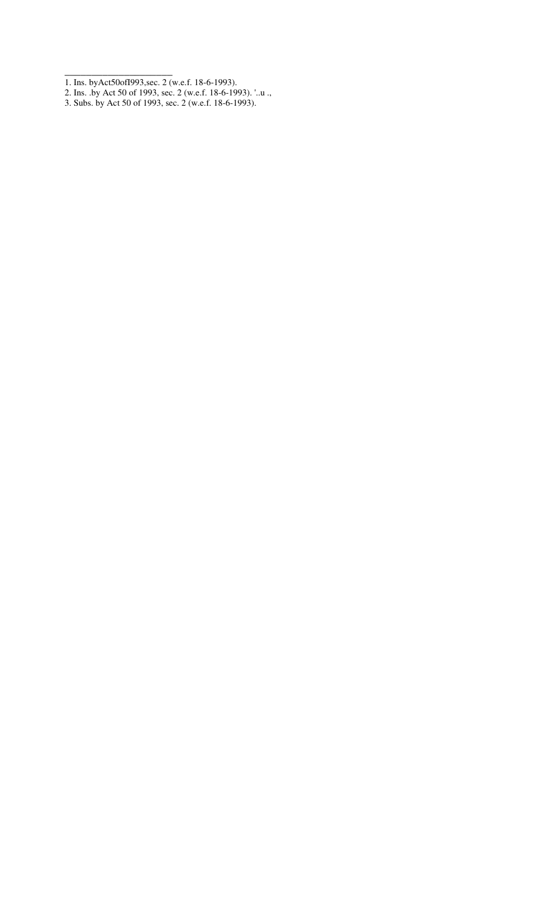______________________

1. Ins. byAct50ofI993,sec. 2 (w.e.f. 18-6-1993).
2. Ins. .by Act 50 of 1993, sec. 2 (w.e.f. 18-6-1993). '..u .,
3. Subs. by Act 50 of 1993, sec. 2 (w.e.f. 18-6-1993).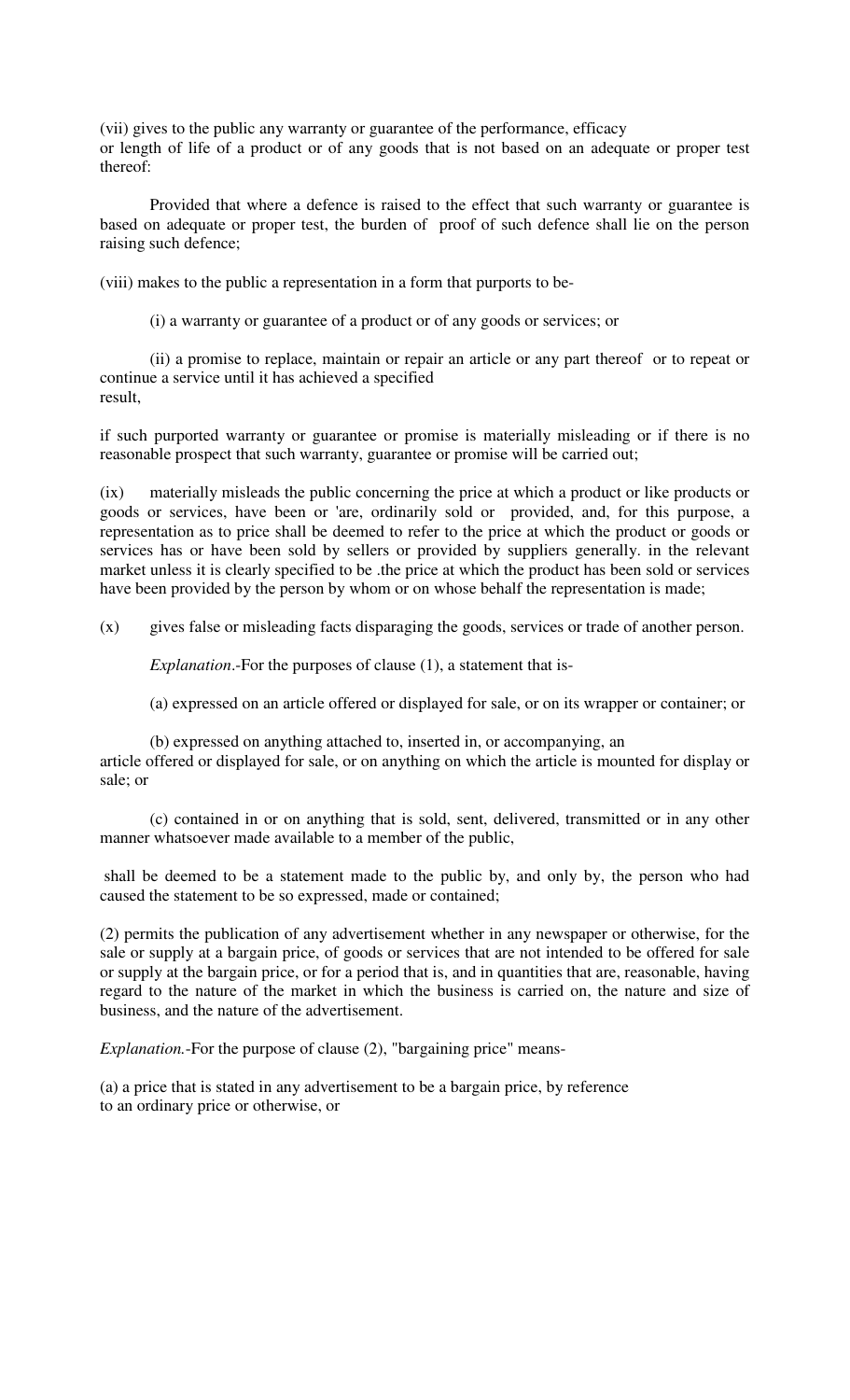(vii) gives to the public any warranty or guarantee of the performance, efficacy or length of life of a product or of any goods that is not based on an adequate or proper test thereof:

Provided that where a defence is raised to the effect that such warranty or guarantee is based on adequate or proper test, the burden of proof of such defence shall lie on the person raising such defence;

(viii) makes to the public a representation in a form that purports to be-

(i) a warranty or guarantee of a product or of any goods or services; or

(ii) a promise to replace, maintain or repair an article or any part thereof or to repeat or continue a service until it has achieved a specified result,

if such purported warranty or guarantee or promise is materially misleading or if there is no reasonable prospect that such warranty, guarantee or promise will be carried out;

(ix) materially misleads the public concerning the price at which a product or like products or goods or services, have been or 'are, ordinarily sold or provided, and, for this purpose, a representation as to price shall be deemed to refer to the price at which the product or goods or services has or have been sold by sellers or provided by suppliers generally. in the relevant market unless it is clearly specified to be .the price at which the product has been sold or services have been provided by the person by whom or on whose behalf the representation is made;

(x) gives false or misleading facts disparaging the goods, services or trade of another person.

*Explanation*.-For the purposes of clause (1), a statement that is-

(a) expressed on an article offered or displayed for sale, or on its wrapper or container; or

(b) expressed on anything attached to, inserted in, or accompanying, an article offered or displayed for sale, or on anything on which the article is mounted for display or sale; or

(c) contained in or on anything that is sold, sent, delivered, transmitted or in any other manner whatsoever made available to a member of the public,

shall be deemed to be a statement made to the public by, and only by, the person who had caused the statement to be so expressed, made or contained;

(2) permits the publication of any advertisement whether in any newspaper or otherwise, for the sale or supply at a bargain price, of goods or services that are not intended to be offered for sale or supply at the bargain price, or for a period that is, and in quantities that are, reasonable, having regard to the nature of the market in which the business is carried on, the nature and size of business, and the nature of the advertisement.

*Explanation.*-For the purpose of clause (2), "bargaining price" means-

(a) a price that is stated in any advertisement to be a bargain price, by reference to an ordinary price or otherwise, or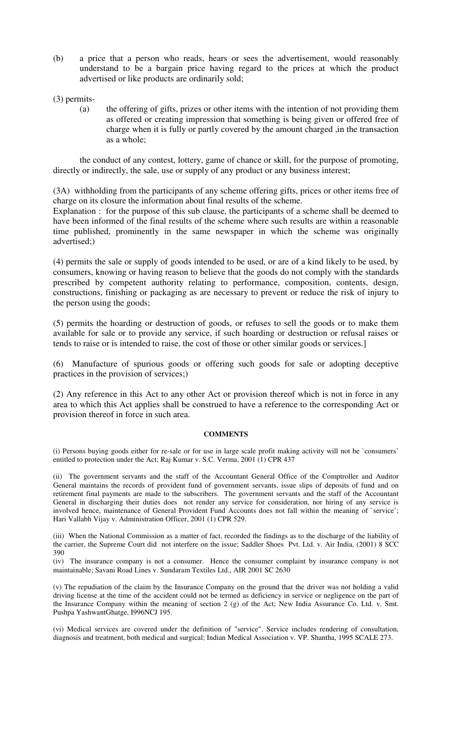(b) a price that a person who reads, hears or sees the advertisement, would reasonably understand to be a bargain price having regard to the prices at which the product advertised or like products are ordinarily sold;

(3) permits-

(a) the offering of gifts, prizes or other items with the intention of not providing them as offered or creating impression that something is being given or offered free of charge when it is fully or partly covered by the amount charged ,in the transaction as a whole;

the conduct of any contest, lottery, game of chance or skill, for the purpose of promoting, directly or indirectly, the sale, use or supply of any product or any business interest;

(3A) withholding from the participants of any scheme offering gifts, prices or other items free of charge on its closure the information about final results of the scheme.

Explanation : for the purpose of this sub clause, the participants of a scheme shall be deemed to have been informed of the final results of the scheme where such results are within a reasonable time published, prominently in the same newspaper in which the scheme was originally advertised;)

(4) permits the sale or supply of goods intended to be used, or are of a kind likely to be used, by consumers, knowing or having reason to believe that the goods do not comply with the standards prescribed by competent authority relating to performance, composition, contents, design, constructions, finishing or packaging as are necessary to prevent or reduce the risk of injury to the person using the goods;

(5) permits the hoarding or destruction of goods, or refuses to sell the goods or to make them available for sale or to provide any service, if such hoarding or destruction or refusal raises or tends to raise or is intended to raise, the cost of those or other similar goods or services.]

(6) Manufacture of spurious goods or offering such goods for sale or adopting deceptive practices in the provision of services;)

(2) Any reference in this Act to any other Act or provision thereof which is not in force in any area to which this Act applies shall be construed to have a reference to the corresponding Act or provision thereof in force in such area.

**COMMENTS**

(i) Persons buying goods either for re-sale or for use in large scale profit making activity will not be `consumers' entitled to protection under the Act; Raj Kumar v. S.C. Verma, 2001 (1) CPR 437

(ii) The government servants and the staff of the Accountant General Office of the Comptroller and Auditor General maintains the records of provident fund of government servants, issue slips of deposits of fund and on retirement final payments are made to the subscribers. The government servants and the staff of the Accountant General in discharging their duties does not render any service for consideration, nor hiring of any service is involved hence, maintenance of General Provident Fund Accounts does not fall within the meaning of `service'; Hari Vallabh Vijay v. Administration Officer, 2001 (1) CPR 529.

(iii) When the National Commission as a matter of fact, recorded the findings as to the discharge of the liability of the carrier, the Supreme Court did not interfere on the issue; Saddler Shoes Pvt. Ltd. v. Air India, (2001) 8 SCC 390

(iv) The insurance company is not a consumer. Hence the consumer complaint by insurance company is not maintainable; Savani Road Lines v. Sundaram Textiles Ltd., AIR 2001 SC 2630

(v) The repudiation of the claim by the Insurance Company on the ground that the driver was not holding a valid driving license at the time of the accident could not be termed as deficiency in service or negligence on the part of the Insurance Company within the meaning of section 2 (g) of the Act; New India Assurance Co. Ltd. v. Smt. Pushpa YashwantGhatge, I996NCJ 195.

(vi) Medical services are covered under the definition of "service". Service includes rendering of consultation, diagnosis and treatment, both medical and surgical; Indian Medical Association v. VP. Shantha, 1995 SCALE 273.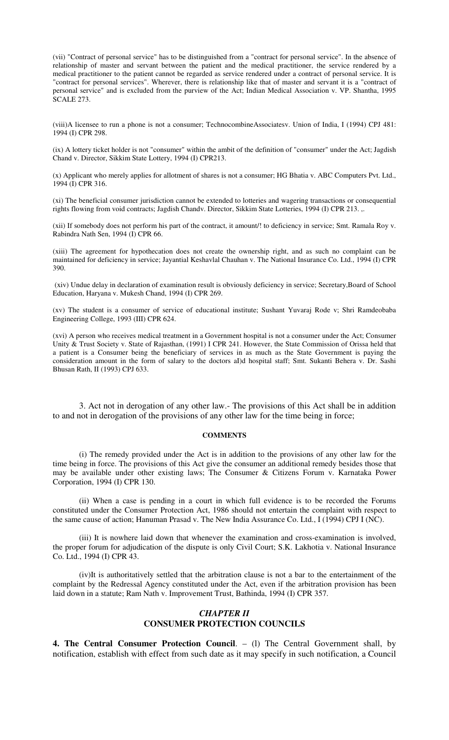(vii) "Contract of personal service" has to be distinguished from a "contract for personal service". In the absence of relationship of master and servant between the patient and the medical practitioner, the service rendered by a medical practitioner to the patient cannot be regarded as service rendered under a contract of personal service. It is "contract for personal services". Wherever, there is relationship like that of master and servant it is a "contract of personal service" and is excluded from the purview of the Act; Indian Medical Association v. VP. Shantha, 1995 SCALE 273.

(viii)A licensee to run a phone is not a consumer; TechnocombineAssociatesv. Union of India, I (1994) CPJ 481: 1994 (I) CPR 298.

(ix) A lottery ticket holder is not "consumer" within the ambit of the definition of "consumer" under the Act; Jagdish Chand v. Director, Sikkim State Lottery, 1994 (I) CPR213.

(x) Applicant who merely applies for allotment of shares is not a consumer; HG Bhatia v. ABC Computers Pvt. Ltd., 1994 (I) CPR 316.

(xi) The beneficial consumer jurisdiction cannot be extended to lotteries and wagering transactions or consequential rights flowing from void contracts; Jagdish Chandv. Director, Sikkim State Lotteries, 1994 (I) CPR 213. ,.

(xii) If somebody does not perform his part of the contract, it amount/! to deficiency in service; Smt. Ramala Roy v. Rabindra Nath Sen, 1994 (I) CPR 66.

(xiii) The agreement for hypothecation does not create the ownership right, and as such no complaint can be maintained for deficiency in service; Jayantial Keshavlal Chauhan v. The National Insurance Co. Ltd., 1994 (I) CPR 390.

(xiv) Undue delay in declaration of examination result is obviously deficiency in service; Secretary,Board of School Education, Haryana v. Mukesh Chand, 1994 (I) CPR 269.

(xv) The student is a consumer of service of educational institute; Sushant Yuvaraj Rode v; Shri Ramdeobaba Engineering College, 1993 (III) CPR 624.

(xvi) A person who receives medical treatment in a Government hospital is not a consumer under the Act; Consumer Unity & Trust Society v. State of Rajasthan, (1991) I CPR 241. However, the State Commission of Orissa held that a patient is a Consumer being the beneficiary of services in as much as the State Government is paying the consideration amount in the form of salary to the doctors aI)d hospital staff; Smt. Sukanti Behera v. Dr. Sashi Bhusan Rath, II (1993) CPJ 633.

3. Act not in derogation of any other law.- The provisions of this Act shall be in addition to and not in derogation of the provisions of any other law for the time being in force;

**COMMENTS**

(i) The remedy provided under the Act is in addition to the provisions of any other law for the time being in force. The provisions of this Act give the consumer an additional remedy besides those that may be available under other existing laws; The Consumer & Citizens Forum v. Karnataka Power Corporation, 1994 (I) CPR 130.

(ii) When a case is pending in a court in which full evidence is to be recorded the Forums constituted under the Consumer Protection Act, 1986 should not entertain the complaint with respect to the same cause of action; Hanuman Prasad v. The New India Assurance Co. Ltd., I (1994) CPJ I (NC).

(iii) It is nowhere laid down that whenever the examination and cross-examination is involved, the proper forum for adjudication of the dispute is only Civil Court; S.K. Lakhotia v. National Insurance Co. Ltd., 1994 (I) CPR 43.

(iv)It is authoritatively settled that the arbitration clause is not a bar to the entertainment of the complaint by the Redressal Agency constituted under the Act, even if the arbitration provision has been laid down in a statute; Ram Nath v. Improvement Trust, Bathinda, 1994 (I) CPR 357.

## *CHAPTER II*
## CONSUMER PROTECTION COUNCILS

**4. The Central Consumer Protection Council**. – (l) The Central Government shall, by notification, establish with effect from such date as it may specify in such notification, a Council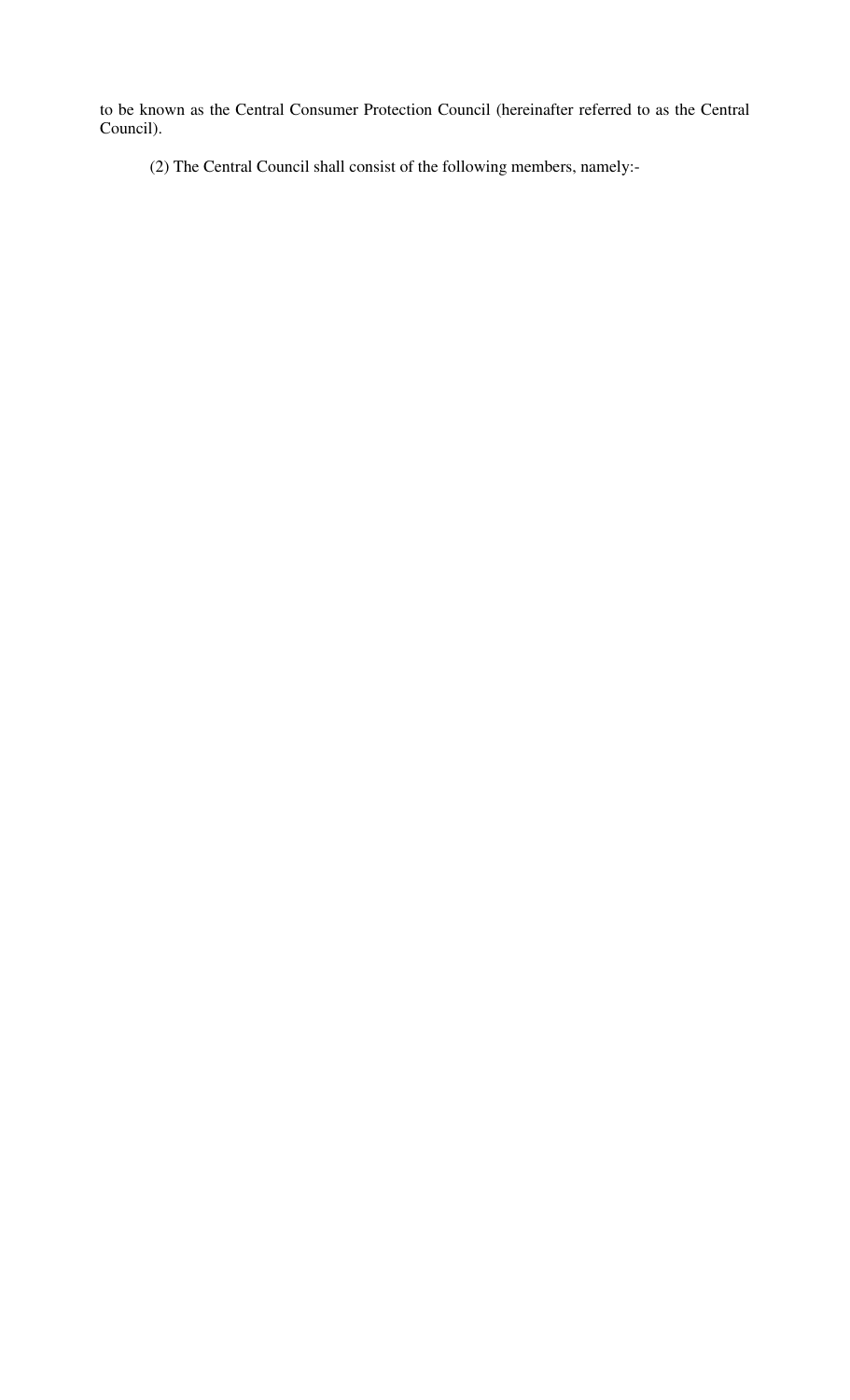to be known as the Central Consumer Protection Council (hereinafter referred to as the Central Council).

(2) The Central Council shall consist of the following members, namely:-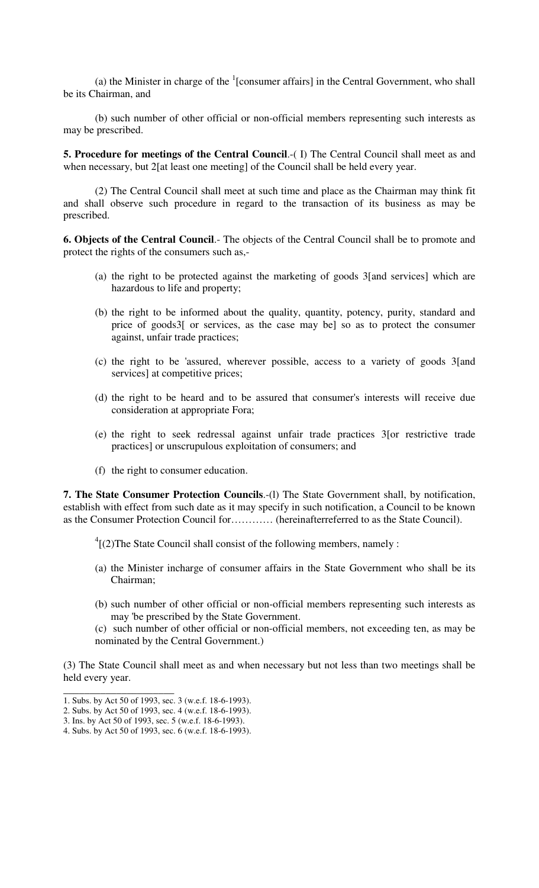(a) the Minister in charge of the [1][consumer affairs] in the Central Government, who shall be its Chairman, and

(b) such number of other official or non-official members representing such interests as may be prescribed.

**5. Procedure for meetings of the Central Council**.-( I) The Central Council shall meet as and when necessary, but 2[at least one meeting] of the Council shall be held every year.

(2) The Central Council shall meet at such time and place as the Chairman may think fit and shall observe such procedure in regard to the transaction of its business as may be prescribed.

**6. Objects of the Central Council**.- The objects of the Central Council shall be to promote and protect the rights of the consumers such as,-

(a) the right to be protected against the marketing of goods 3[and services] which are hazardous to life and property;

(b) the right to be informed about the quality, quantity, potency, purity, standard and price of goods3[ or services, as the case may be] so as to protect the consumer against, unfair trade practices;

(c) the right to be 'assured, wherever possible, access to a variety of goods 3[and services] at competitive prices;

(d) the right to be heard and to be assured that consumer's interests will receive due consideration at appropriate Fora;

(e) the right to seek redressal against unfair trade practices 3[or restrictive trade practices] or unscrupulous exploitation of consumers; and

(f) the right to consumer education.

**7. The State Consumer Protection Councils**.-(l) The State Government shall, by notification, establish with effect from such date as it may specify in such notification, a Council to be known as the Consumer Protection Council for………… (hereinafterreferred to as the State Council).

[4][(2)The State Council shall consist of the following members, namely :

(a) the Minister incharge of consumer affairs in the State Government who shall be its Chairman;

(b) such number of other official or non-official members representing such interests as may 'be prescribed by the State Government.

(c) such number of other official or non-official members, not exceeding ten, as may be nominated by the Central Government.)

(3) The State Council shall meet as and when necessary but not less than two meetings shall be held every year.

---

1. Subs. by Act 50 of 1993, sec. 3 (w.e.f. 18-6-1993).
2. Subs. by Act 50 of 1993, sec. 4 (w.e.f. 18-6-1993).
3. Ins. by Act 50 of 1993, sec. 5 (w.e.f. 18-6-1993).
4. Subs. by Act 50 of 1993, sec. 6 (w.e.f. 18-6-1993).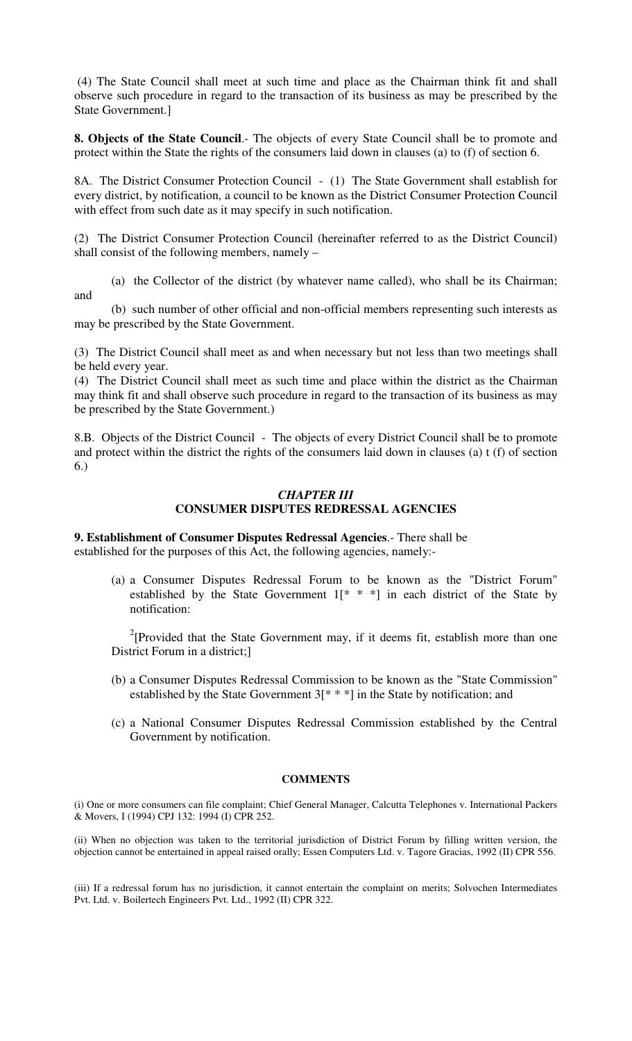(4) The State Council shall meet at such time and place as the Chairman think fit and shall observe such procedure in regard to the transaction of its business as may be prescribed by the State Government.]

**8. Objects of the State Council**.- The objects of every State Council shall be to promote and protect within the State the rights of the consumers laid down in clauses (a) to (f) of section 6.

8A. The District Consumer Protection Council - (1) The State Government shall establish for every district, by notification, a council to be known as the District Consumer Protection Council with effect from such date as it may specify in such notification.

(2) The District Consumer Protection Council (hereinafter referred to as the District Council) shall consist of the following members, namely –

(a) the Collector of the district (by whatever name called), who shall be its Chairman; and

(b) such number of other official and non-official members representing such interests as may be prescribed by the State Government.

(3) The District Council shall meet as and when necessary but not less than two meetings shall be held every year.

(4) The District Council shall meet as such time and place within the district as the Chairman may think fit and shall observe such procedure in regard to the transaction of its business as may be prescribed by the State Government.)

8.B. Objects of the District Council - The objects of every District Council shall be to promote and protect within the district the rights of the consumers laid down in clauses (a) t (f) of section 6.)

## *CHAPTER III*
## CONSUMER DISPUTES REDRESSAL AGENCIES

**9. Establishment of Consumer Disputes Redressal Agencies**.- There shall be established for the purposes of this Act, the following agencies, namely:-

(a) a Consumer Disputes Redressal Forum to be known as the "District Forum" established by the State Government 1[* * *] in each district of the State by notification:

[2][Provided that the State Government may, if it deems fit, establish more than one District Forum in a district;]

(b) a Consumer Disputes Redressal Commission to be known as the "State Commission" established by the State Government 3[* * *] in the State by notification; and

(c) a National Consumer Disputes Redressal Commission established by the Central Government by notification.

### COMMENTS

(i) One or more consumers can file complaint; Chief General Manager, Calcutta Telephones v. International Packers & Movers, I (1994) CPJ 132: 1994 (I) CPR 252.

(ii) When no objection was taken to the territorial jurisdiction of District Forum by filling written version, the objection cannot be entertained in appeal raised orally; Essen Computers Ltd. v. Tagore Gracias, 1992 (II) CPR 556.

(iii) If a redressal forum has no jurisdiction, it cannot entertain the complaint on merits; Solvochen Intermediates Pvt. Ltd. v. Boilertech Engineers Pvt. Ltd., 1992 (II) CPR 322.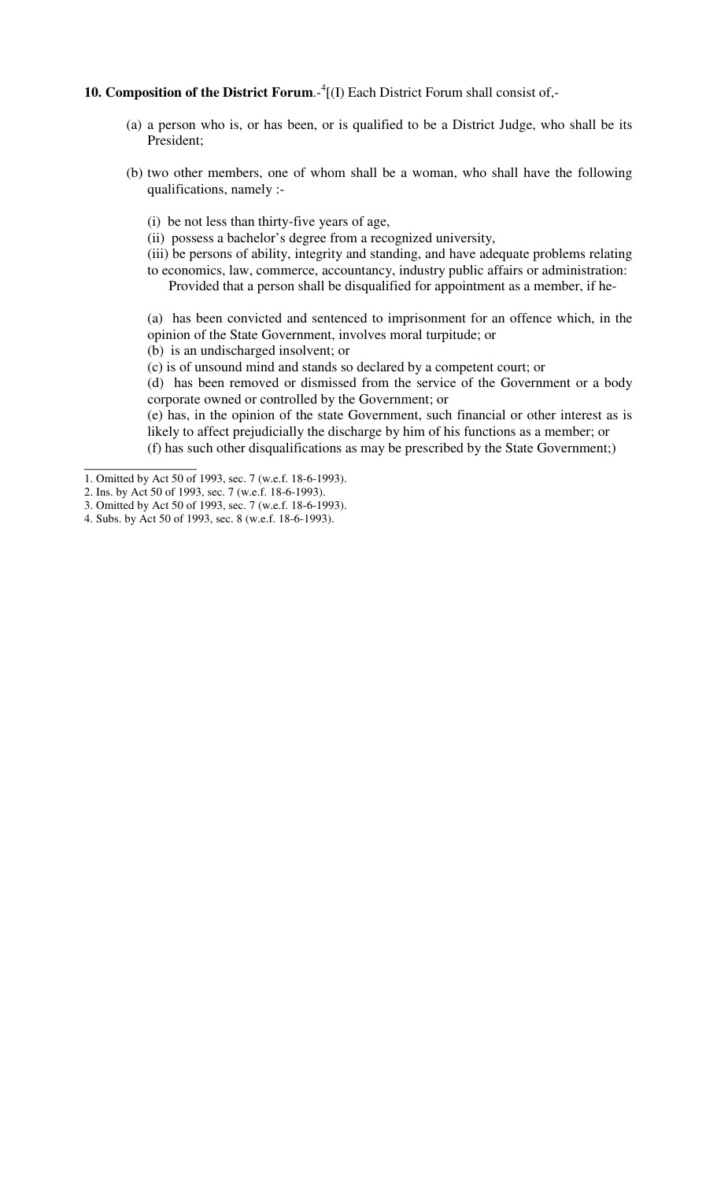**10. Composition of the District Forum**.-[4][(I) Each District Forum shall consist of,-

(a) a person who is, or has been, or is qualified to be a District Judge, who shall be its President;

(b) two other members, one of whom shall be a woman, who shall have the following qualifications, namely :-

(i) be not less than thirty-five years of age,

(ii) possess a bachelor's degree from a recognized university,

(iii) be persons of ability, integrity and standing, and have adequate problems relating to economics, law, commerce, accountancy, industry public affairs or administration:

Provided that a person shall be disqualified for appointment as a member, if he-

(a) has been convicted and sentenced to imprisonment for an offence which, in the opinion of the State Government, involves moral turpitude; or

(b) is an undischarged insolvent; or

(c) is of unsound mind and stands so declared by a competent court; or

(d) has been removed or dismissed from the service of the Government or a body corporate owned or controlled by the Government; or

(e) has, in the opinion of the state Government, such financial or other interest as is likely to affect prejudicially the discharge by him of his functions as a member; or

(f) has such other disqualifications as may be prescribed by the State Government;)

---

1. Omitted by Act 50 of 1993, sec. 7 (w.e.f. 18-6-1993).
2. Ins. by Act 50 of 1993, sec. 7 (w.e.f. 18-6-1993).
3. Omitted by Act 50 of 1993, sec. 7 (w.e.f. 18-6-1993).
4. Subs. by Act 50 of 1993, sec. 8 (w.e.f. 18-6-1993).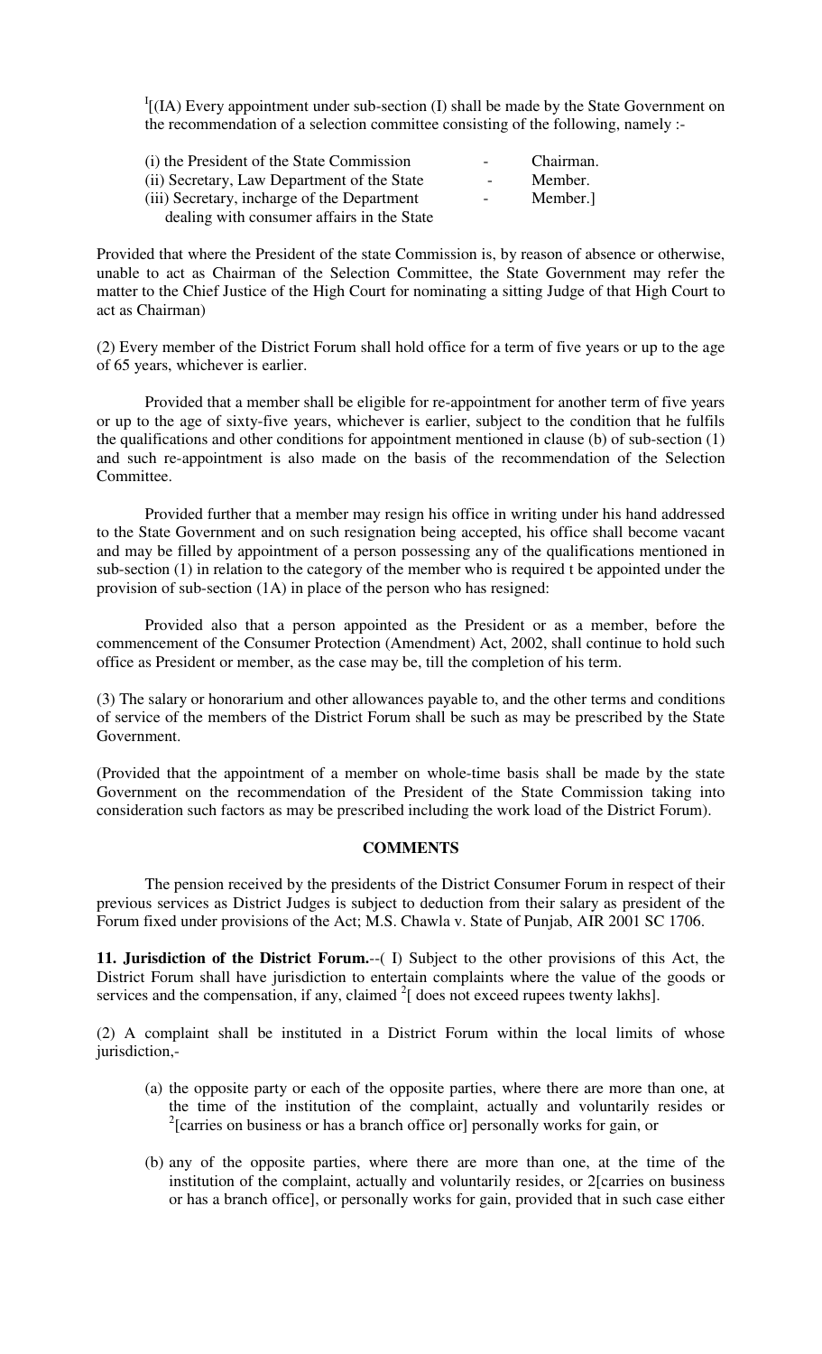[I][(IA) Every appointment under sub-section (I) shall be made by the State Government on the recommendation of a selection committee consisting of the following, namely :-

| | | |
|---|---|---|
| (i) the President of the State Commission | - | Chairman. |
| (ii) Secretary, Law Department of the State | - | Member. |
| (iii) Secretary, incharge of the Department dealing with consumer affairs in the State | - | Member.] |

Provided that where the President of the state Commission is, by reason of absence or otherwise, unable to act as Chairman of the Selection Committee, the State Government may refer the matter to the Chief Justice of the High Court for nominating a sitting Judge of that High Court to act as Chairman)

(2) Every member of the District Forum shall hold office for a term of five years or up to the age of 65 years, whichever is earlier.

Provided that a member shall be eligible for re-appointment for another term of five years or up to the age of sixty-five years, whichever is earlier, subject to the condition that he fulfils the qualifications and other conditions for appointment mentioned in clause (b) of sub-section (1) and such re-appointment is also made on the basis of the recommendation of the Selection Committee.

Provided further that a member may resign his office in writing under his hand addressed to the State Government and on such resignation being accepted, his office shall become vacant and may be filled by appointment of a person possessing any of the qualifications mentioned in sub-section (1) in relation to the category of the member who is required t be appointed under the provision of sub-section (1A) in place of the person who has resigned:

Provided also that a person appointed as the President or as a member, before the commencement of the Consumer Protection (Amendment) Act, 2002, shall continue to hold such office as President or member, as the case may be, till the completion of his term.

(3) The salary or honorarium and other allowances payable to, and the other terms and conditions of service of the members of the District Forum shall be such as may be prescribed by the State Government.

(Provided that the appointment of a member on whole-time basis shall be made by the state Government on the recommendation of the President of the State Commission taking into consideration such factors as may be prescribed including the work load of the District Forum).

**COMMENTS**

The pension received by the presidents of the District Consumer Forum in respect of their previous services as District Judges is subject to deduction from their salary as president of the Forum fixed under provisions of the Act; M.S. Chawla v. State of Punjab, AIR 2001 SC 1706.

**11. Jurisdiction of the District Forum.**--( I) Subject to the other provisions of this Act, the District Forum shall have jurisdiction to entertain complaints where the value of the goods or services and the compensation, if any, claimed [2][ does not exceed rupees twenty lakhs].

(2) A complaint shall be instituted in a District Forum within the local limits of whose jurisdiction,-

(a) the opposite party or each of the opposite parties, where there are more than one, at the time of the institution of the complaint, actually and voluntarily resides or [2][carries on business or has a branch office or] personally works for gain, or

(b) any of the opposite parties, where there are more than one, at the time of the institution of the complaint, actually and voluntarily resides, or 2[carries on business or has a branch office], or personally works for gain, provided that in such case either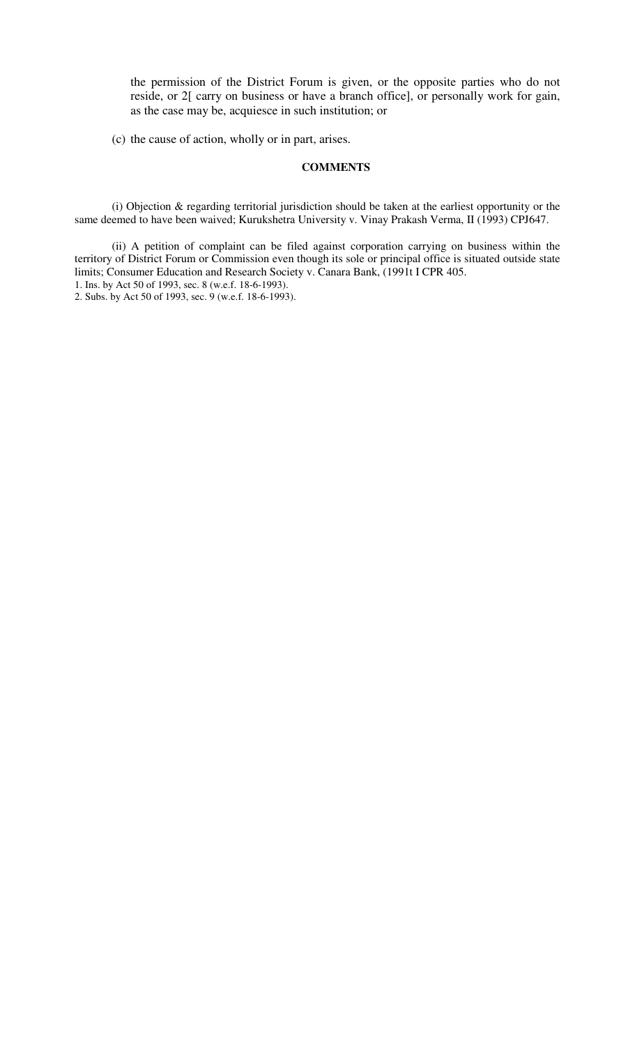the permission of the District Forum is given, or the opposite parties who do not reside, or 2[ carry on business or have a branch office], or personally work for gain, as the case may be, acquiesce in such institution; or

(c) the cause of action, wholly or in part, arises.

**COMMENTS**

(i) Objection & regarding territorial jurisdiction should be taken at the earliest opportunity or the same deemed to have been waived; Kurukshetra University v. Vinay Prakash Verma, II (1993) CPJ647.

(ii) A petition of complaint can be filed against corporation carrying on business within the territory of District Forum or Commission even though its sole or principal office is situated outside state limits; Consumer Education and Research Society v. Canara Bank, (1991t I CPR 405.

1. Ins. by Act 50 of 1993, sec. 8 (w.e.f. 18-6-1993).

2. Subs. by Act 50 of 1993, sec. 9 (w.e.f. 18-6-1993).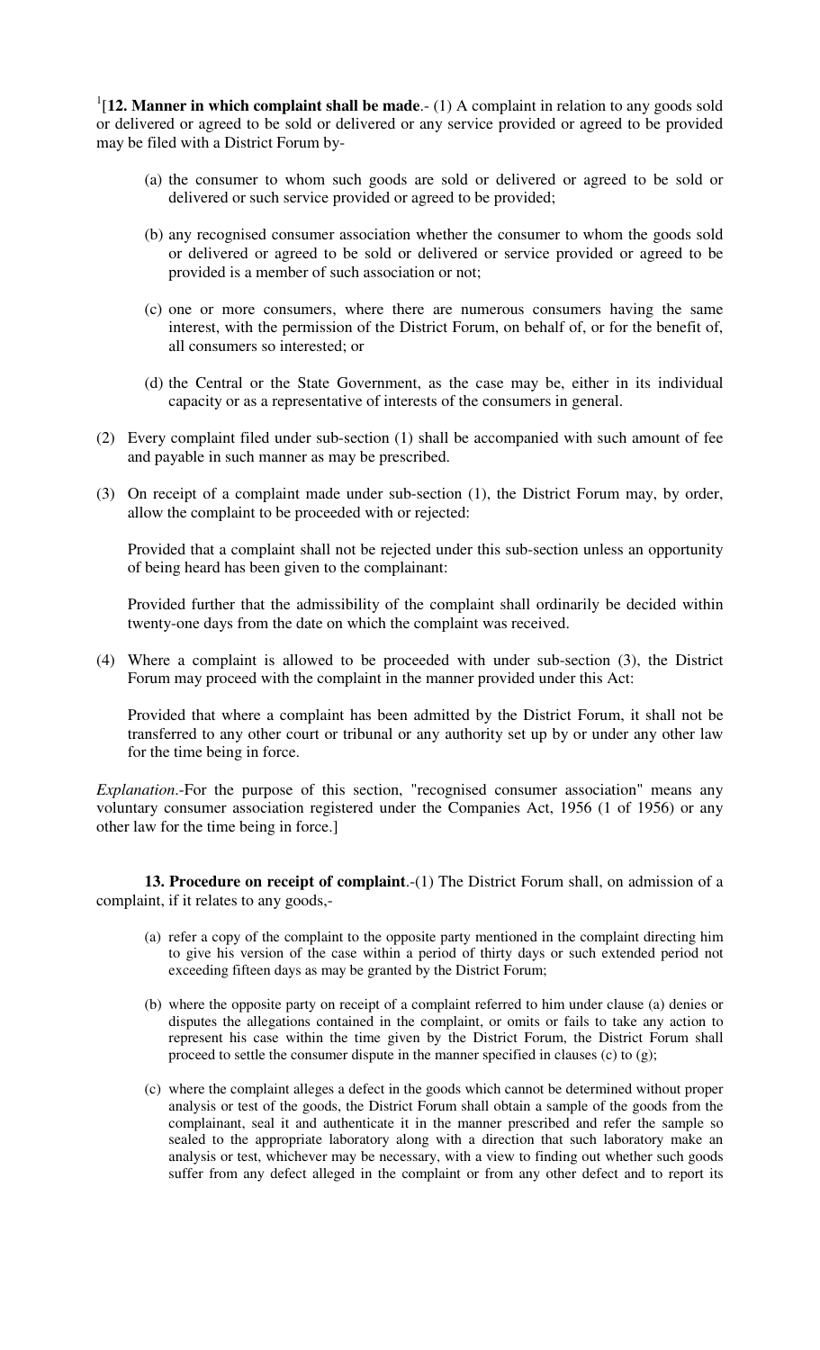[1][**12. Manner in which complaint shall be made**.- (1) A complaint in relation to any goods sold or delivered or agreed to be sold or delivered or any service provided or agreed to be provided may be filed with a District Forum by-

(a) the consumer to whom such goods are sold or delivered or agreed to be sold or delivered or such service provided or agreed to be provided;

(b) any recognised consumer association whether the consumer to whom the goods sold or delivered or agreed to be sold or delivered or service provided or agreed to be provided is a member of such association or not;

(c) one or more consumers, where there are numerous consumers having the same interest, with the permission of the District Forum, on behalf of, or for the benefit of, all consumers so interested; or

(d) the Central or the State Government, as the case may be, either in its individual capacity or as a representative of interests of the consumers in general.

(2) Every complaint filed under sub-section (1) shall be accompanied with such amount of fee and payable in such manner as may be prescribed.

(3) On receipt of a complaint made under sub-section (1), the District Forum may, by order, allow the complaint to be proceeded with or rejected:

Provided that a complaint shall not be rejected under this sub-section unless an opportunity of being heard has been given to the complainant:

Provided further that the admissibility of the complaint shall ordinarily be decided within twenty-one days from the date on which the complaint was received.

(4) Where a complaint is allowed to be proceeded with under sub-section (3), the District Forum may proceed with the complaint in the manner provided under this Act:

Provided that where a complaint has been admitted by the District Forum, it shall not be transferred to any other court or tribunal or any authority set up by or under any other law for the time being in force.

*Explanation*.-For the purpose of this section, "recognised consumer association" means any voluntary consumer association registered under the Companies Act, 1956 (1 of 1956) or any other law for the time being in force.]

**13. Procedure on receipt of complaint**.-(1) The District Forum shall, on admission of a complaint, if it relates to any goods,-

(a) refer a copy of the complaint to the opposite party mentioned in the complaint directing him to give his version of the case within a period of thirty days or such extended period not exceeding fifteen days as may be granted by the District Forum;

(b) where the opposite party on receipt of a complaint referred to him under clause (a) denies or disputes the allegations contained in the complaint, or omits or fails to take any action to represent his case within the time given by the District Forum, the District Forum shall proceed to settle the consumer dispute in the manner specified in clauses (c) to (g);

(c) where the complaint alleges a defect in the goods which cannot be determined without proper analysis or test of the goods, the District Forum shall obtain a sample of the goods from the complainant, seal it and authenticate it in the manner prescribed and refer the sample so sealed to the appropriate laboratory along with a direction that such laboratory make an analysis or test, whichever may be necessary, with a view to finding out whether such goods suffer from any defect alleged in the complaint or from any other defect and to report its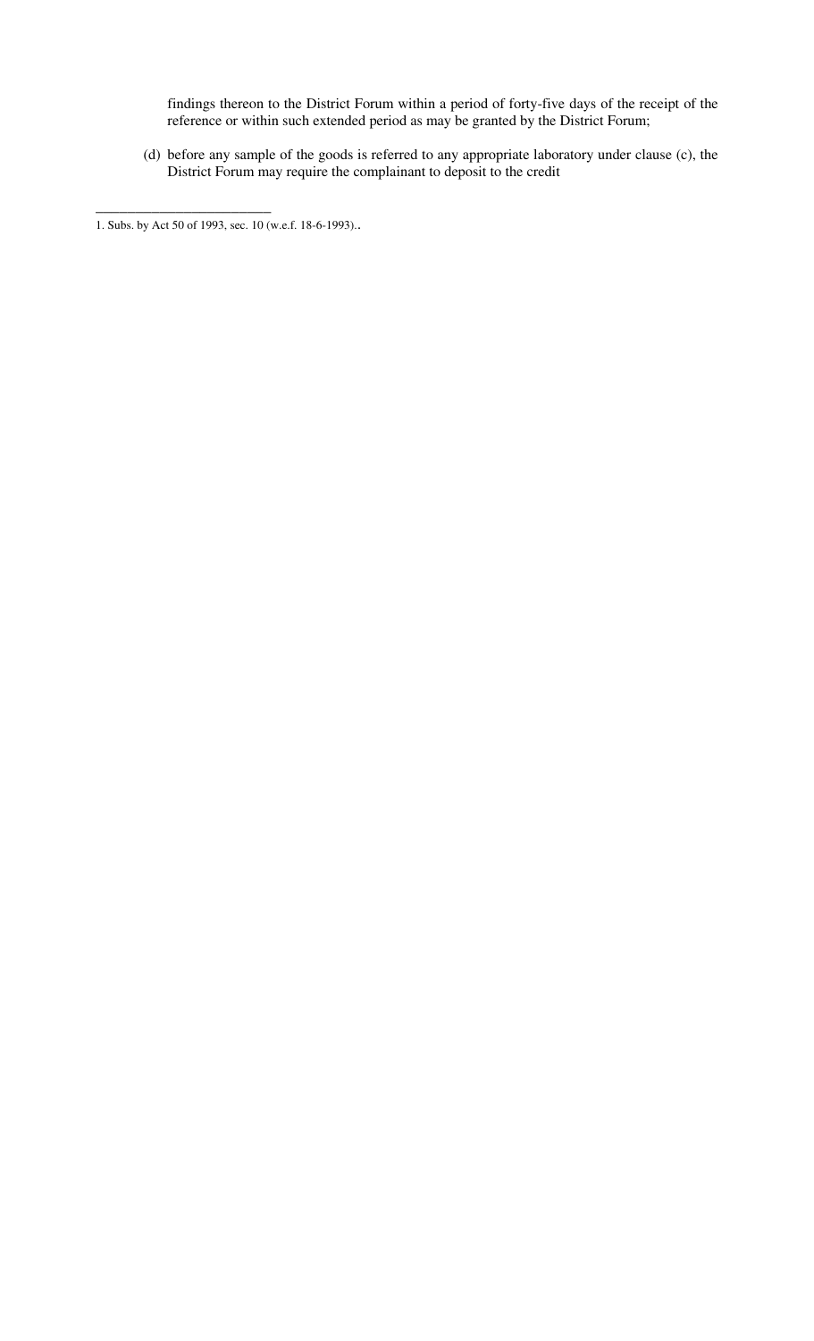findings thereon to the District Forum within a period of forty-five days of the receipt of the reference or within such extended period as may be granted by the District Forum;

(d) before any sample of the goods is referred to any appropriate laboratory under clause (c), the District Forum may require the complainant to deposit to the credit

---

1. Subs. by Act 50 of 1993, sec. 10 (w.e.f. 18-6-1993)..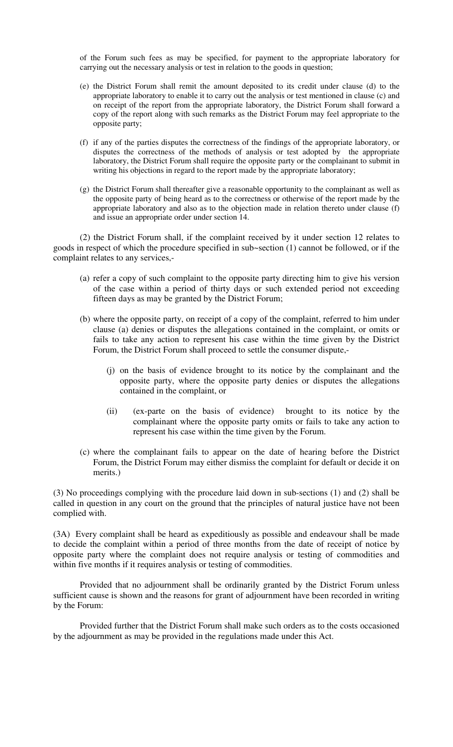of the Forum such fees as may be specified, for payment to the appropriate laboratory for carrying out the necessary analysis or test in relation to the goods in question;

(e) the District Forum shall remit the amount deposited to its credit under clause (d) to the appropriate laboratory to enable it to carry out the analysis or test mentioned in clause (c) and on receipt of the report from the appropriate laboratory, the District Forum shall forward a copy of the report along with such remarks as the District Forum may feel appropriate to the opposite party;

(f) if any of the parties disputes the correctness of the findings of the appropriate laboratory, or disputes the correctness of the methods of analysis or test adopted by the appropriate laboratory, the District Forum shall require the opposite party or the complainant to submit in writing his objections in regard to the report made by the appropriate laboratory;

(g) the District Forum shall thereafter give a reasonable opportunity to the complainant as well as the opposite party of being heard as to the correctness or otherwise of the report made by the appropriate laboratory and also as to the objection made in relation thereto under clause (f) and issue an appropriate order under section 14.

(2) the District Forum shall, if the complaint received by it under section 12 relates to goods in respect of which the procedure specified in sub~section (1) cannot be followed, or if the complaint relates to any services,-

(a) refer a copy of such complaint to the opposite party directing him to give his version of the case within a period of thirty days or such extended period not exceeding fifteen days as may be granted by the District Forum;

(b) where the opposite party, on receipt of a copy of the complaint, referred to him under clause (a) denies or disputes the allegations contained in the complaint, or omits or fails to take any action to represent his case within the time given by the District Forum, the District Forum shall proceed to settle the consumer dispute,-

(j) on the basis of evidence brought to its notice by the complainant and the opposite party, where the opposite party denies or disputes the allegations contained in the complaint, or

(ii) (ex-parte on the basis of evidence) brought to its notice by the complainant where the opposite party omits or fails to take any action to represent his case within the time given by the Forum.

(c) where the complainant fails to appear on the date of hearing before the District Forum, the District Forum may either dismiss the complaint for default or decide it on merits.)

(3) No proceedings complying with the procedure laid down in sub-sections (1) and (2) shall be called in question in any court on the ground that the principles of natural justice have not been complied with.

(3A) Every complaint shall be heard as expeditiously as possible and endeavour shall be made to decide the complaint within a period of three months from the date of receipt of notice by opposite party where the complaint does not require analysis or testing of commodities and within five months if it requires analysis or testing of commodities.

Provided that no adjournment shall be ordinarily granted by the District Forum unless sufficient cause is shown and the reasons for grant of adjournment have been recorded in writing by the Forum:

Provided further that the District Forum shall make such orders as to the costs occasioned by the adjournment as may be provided in the regulations made under this Act.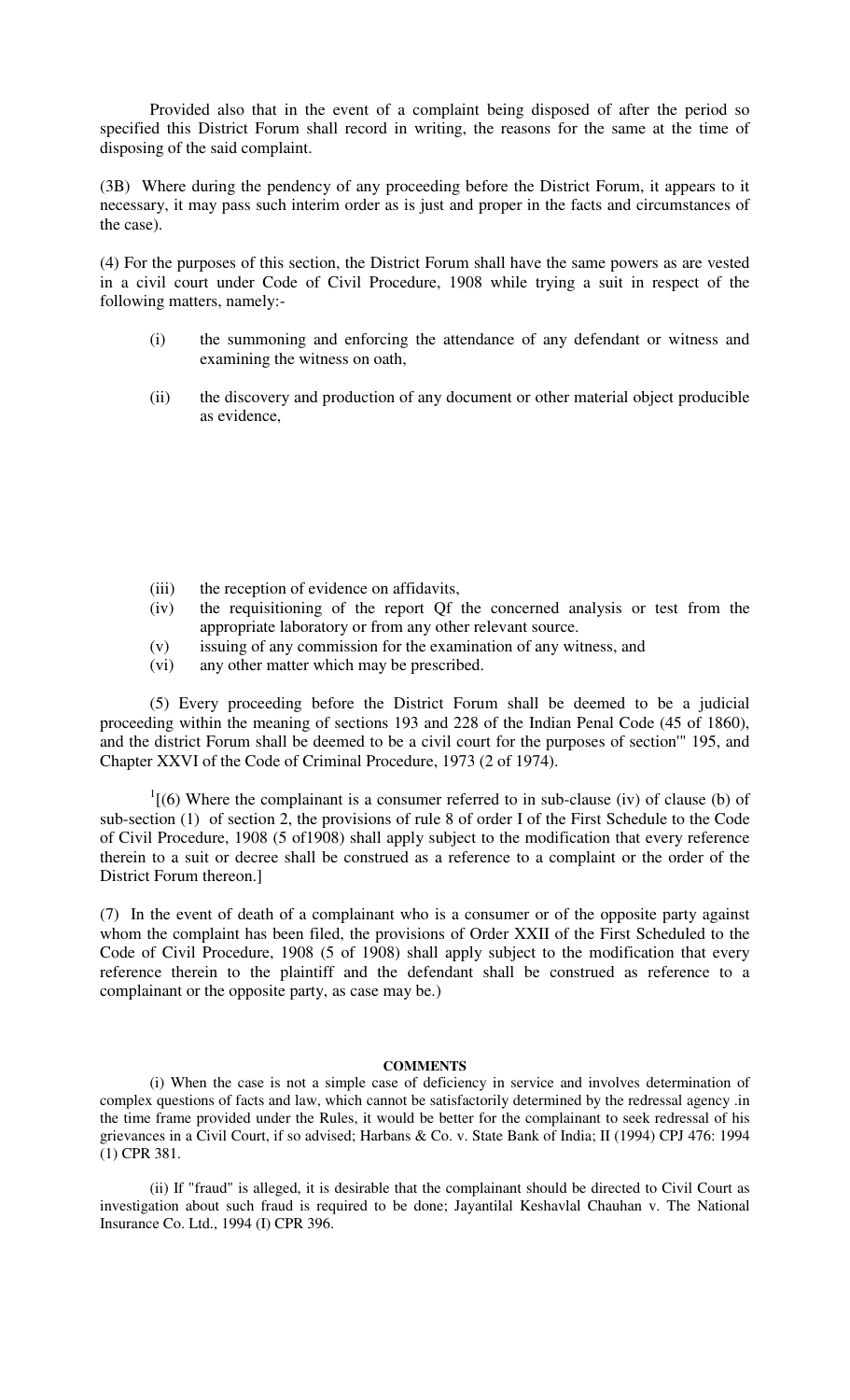Provided also that in the event of a complaint being disposed of after the period so specified this District Forum shall record in writing, the reasons for the same at the time of disposing of the said complaint.

(3B) Where during the pendency of any proceeding before the District Forum, it appears to it necessary, it may pass such interim order as is just and proper in the facts and circumstances of the case).

(4) For the purposes of this section, the District Forum shall have the same powers as are vested in a civil court under Code of Civil Procedure, 1908 while trying a suit in respect of the following matters, namely:-

(i) the summoning and enforcing the attendance of any defendant or witness and examining the witness on oath,

(ii) the discovery and production of any document or other material object producible as evidence,

(iii) the reception of evidence on affidavits,

(iv) the requisitioning of the report Qf the concerned analysis or test from the appropriate laboratory or from any other relevant source.

(v) issuing of any commission for the examination of any witness, and

(vi) any other matter which may be prescribed.

(5) Every proceeding before the District Forum shall be deemed to be a judicial proceeding within the meaning of sections 193 and 228 of the Indian Penal Code (45 of 1860), and the district Forum shall be deemed to be a civil court for the purposes of section'" 195, and Chapter XXVI of the Code of Criminal Procedure, 1973 (2 of 1974).

[1][(6) Where the complainant is a consumer referred to in sub-clause (iv) of clause (b) of sub-section (1) of section 2, the provisions of rule 8 of order I of the First Schedule to the Code of Civil Procedure, 1908 (5 of1908) shall apply subject to the modification that every reference therein to a suit or decree shall be construed as a reference to a complaint or the order of the District Forum thereon.]

(7) In the event of death of a complainant who is a consumer or of the opposite party against whom the complaint has been filed, the provisions of Order XXII of the First Scheduled to the Code of Civil Procedure, 1908 (5 of 1908) shall apply subject to the modification that every reference therein to the plaintiff and the defendant shall be construed as reference to a complainant or the opposite party, as case may be.)

**COMMENTS**

(i) When the case is not a simple case of deficiency in service and involves determination of complex questions of facts and law, which cannot be satisfactorily determined by the redressal agency .in the time frame provided under the Rules, it would be better for the complainant to seek redressal of his grievances in a Civil Court, if so advised; Harbans & Co. v. State Bank of India; II (1994) CPJ 476: 1994 (1) CPR 381.

(ii) If "fraud" is alleged, it is desirable that the complainant should be directed to Civil Court as investigation about such fraud is required to be done; Jayantilal Keshavlal Chauhan v. The National Insurance Co. Ltd., 1994 (I) CPR 396.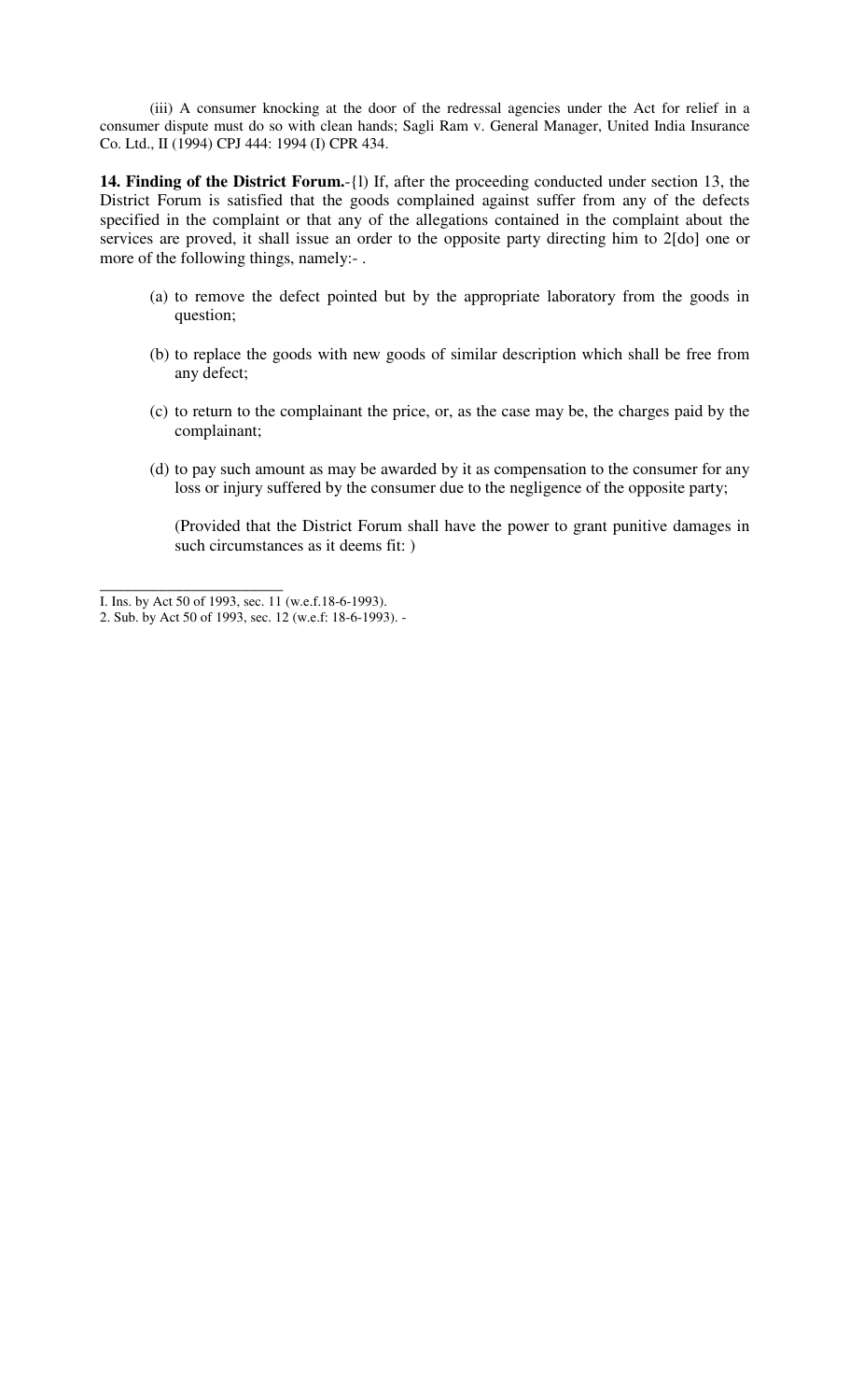(iii) A consumer knocking at the door of the redressal agencies under the Act for relief in a consumer dispute must do so with clean hands; Sagli Ram v. General Manager, United India Insurance Co. Ltd., II (1994) CPJ 444: 1994 (I) CPR 434.

**14. Finding of the District Forum.**-{l) If, after the proceeding conducted under section 13, the District Forum is satisfied that the goods complained against suffer from any of the defects specified in the complaint or that any of the allegations contained in the complaint about the services are proved, it shall issue an order to the opposite party directing him to 2[do] one or more of the following things, namely:- .

(a) to remove the defect pointed but by the appropriate laboratory from the goods in question;

(b) to replace the goods with new goods of similar description which shall be free from any defect;

(c) to return to the complainant the price, or, as the case may be, the charges paid by the complainant;

(d) to pay such amount as may be awarded by it as compensation to the consumer for any loss or injury suffered by the consumer due to the negligence of the opposite party;

(Provided that the District Forum shall have the power to grant punitive damages in such circumstances as it deems fit: )

---

I. Ins. by Act 50 of 1993, sec. 11 (w.e.f.18-6-1993).

2. Sub. by Act 50 of 1993, sec. 12 (w.e.f: 18-6-1993). -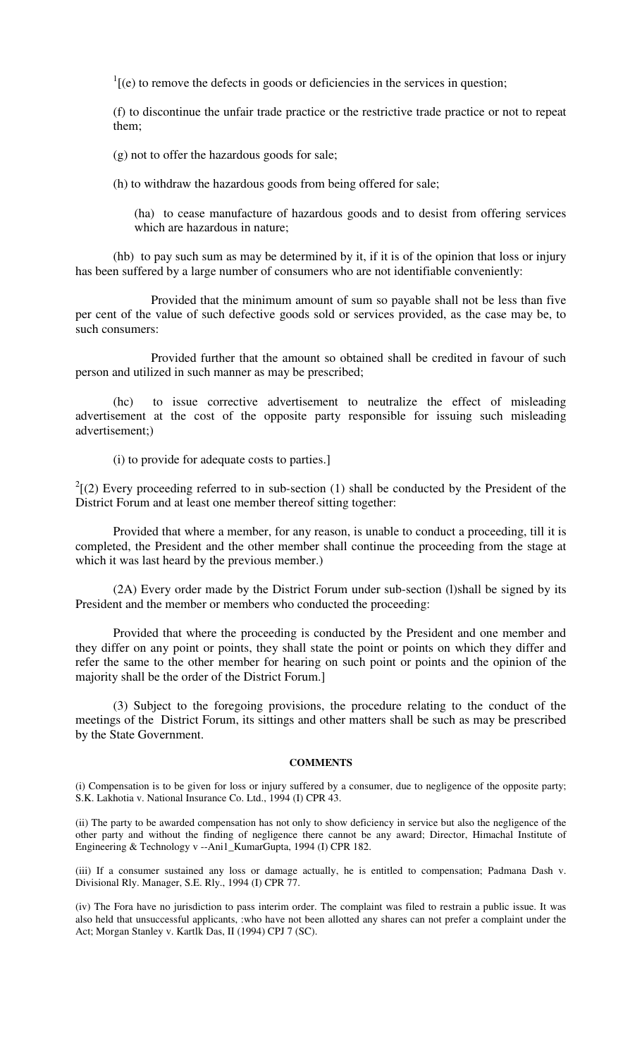[1][(e) to remove the defects in goods or deficiencies in the services in question;

(f) to discontinue the unfair trade practice or the restrictive trade practice or not to repeat them;

(g) not to offer the hazardous goods for sale;

(h) to withdraw the hazardous goods from being offered for sale;

(ha) to cease manufacture of hazardous goods and to desist from offering services which are hazardous in nature;

(hb) to pay such sum as may be determined by it, if it is of the opinion that loss or injury has been suffered by a large number of consumers who are not identifiable conveniently:

Provided that the minimum amount of sum so payable shall not be less than five per cent of the value of such defective goods sold or services provided, as the case may be, to such consumers:

Provided further that the amount so obtained shall be credited in favour of such person and utilized in such manner as may be prescribed;

(hc) to issue corrective advertisement to neutralize the effect of misleading advertisement at the cost of the opposite party responsible for issuing such misleading advertisement;)

(i) to provide for adequate costs to parties.]

[2][(2) Every proceeding referred to in sub-section (1) shall be conducted by the President of the District Forum and at least one member thereof sitting together:

Provided that where a member, for any reason, is unable to conduct a proceeding, till it is completed, the President and the other member shall continue the proceeding from the stage at which it was last heard by the previous member.)

(2A) Every order made by the District Forum under sub-section (l)shall be signed by its President and the member or members who conducted the proceeding:

Provided that where the proceeding is conducted by the President and one member and they differ on any point or points, they shall state the point or points on which they differ and refer the same to the other member for hearing on such point or points and the opinion of the majority shall be the order of the District Forum.]

(3) Subject to the foregoing provisions, the procedure relating to the conduct of the meetings of the District Forum, its sittings and other matters shall be such as may be prescribed by the State Government.

**COMMENTS**

(i) Compensation is to be given for loss or injury suffered by a consumer, due to negligence of the opposite party; S.K. Lakhotia v. National Insurance Co. Ltd., 1994 (I) CPR 43.

(ii) The party to be awarded compensation has not only to show deficiency in service but also the negligence of the other party and without the finding of negligence there cannot be any award; Director, Himachal Institute of Engineering & Technology v --Ani1_KumarGupta, 1994 (I) CPR 182.

(iii) If a consumer sustained any loss or damage actually, he is entitled to compensation; Padmana Dash v. Divisional Rly. Manager, S.E. Rly., 1994 (I) CPR 77.

(iv) The Fora have no jurisdiction to pass interim order. The complaint was filed to restrain a public issue. It was also held that unsuccessful applicants, :who have not been allotted any shares can not prefer a complaint under the Act; Morgan Stanley v. Kartlk Das, II (1994) CPJ 7 (SC).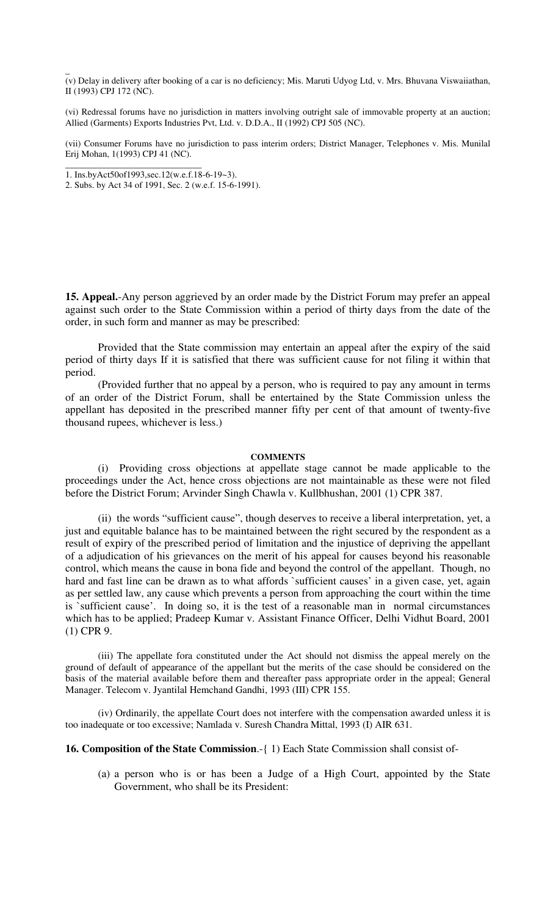(v) Delay in delivery after booking of a car is no deficiency; Mis. Maruti Udyog Ltd, v. Mrs. Bhuvana Viswaiiathan, II (1993) CPJ 172 (NC).

(vi) Redressal forums have no jurisdiction in matters involving outright sale of immovable property at an auction; Allied (Garments) Exports Industries Pvt, Ltd. v. D.D.A., II (1992) CPJ 505 (NC).

(vii) Consumer Forums have no jurisdiction to pass interim orders; District Manager, Telephones v. Mis. Munilal Erij Mohan, 1(1993) CPJ 41 (NC).

---

1. Ins.byAct50of1993,sec.12(w.e.f.18-6-19~3).
2. Subs. by Act 34 of 1991, Sec. 2 (w.e.f. 15-6-1991).

**15. Appeal.**-Any person aggrieved by an order made by the District Forum may prefer an appeal against such order to the State Commission within a period of thirty days from the date of the order, in such form and manner as may be prescribed:

Provided that the State commission may entertain an appeal after the expiry of the said period of thirty days If it is satisfied that there was sufficient cause for not filing it within that period.

(Provided further that no appeal by a person, who is required to pay any amount in terms of an order of the District Forum, shall be entertained by the State Commission unless the appellant has deposited in the prescribed manner fifty per cent of that amount of twenty-five thousand rupees, whichever is less.)

**COMMENTS**

(i) Providing cross objections at appellate stage cannot be made applicable to the proceedings under the Act, hence cross objections are not maintainable as these were not filed before the District Forum; Arvinder Singh Chawla v. Kullbhushan, 2001 (1) CPR 387.

(ii) the words "sufficient cause", though deserves to receive a liberal interpretation, yet, a just and equitable balance has to be maintained between the right secured by the respondent as a result of expiry of the prescribed period of limitation and the injustice of depriving the appellant of a adjudication of his grievances on the merit of his appeal for causes beyond his reasonable control, which means the cause in bona fide and beyond the control of the appellant. Though, no hard and fast line can be drawn as to what affords `sufficient causes' in a given case, yet, again as per settled law, any cause which prevents a person from approaching the court within the time is `sufficient cause'. In doing so, it is the test of a reasonable man in normal circumstances which has to be applied; Pradeep Kumar v. Assistant Finance Officer, Delhi Vidhut Board, 2001 (1) CPR 9.

(iii) The appellate fora constituted under the Act should not dismiss the appeal merely on the ground of default of appearance of the appellant but the merits of the case should be considered on the basis of the material available before them and thereafter pass appropriate order in the appeal; General Manager. Telecom v. Jyantilal Hemchand Gandhi, 1993 (III) CPR 155.

(iv) Ordinarily, the appellate Court does not interfere with the compensation awarded unless it is too inadequate or too excessive; Namlada v. Suresh Chandra Mittal, 1993 (I) AIR 631.

**16. Composition of the State Commission**.-{ 1) Each State Commission shall consist of-

(a) a person who is or has been a Judge of a High Court, appointed by the State Government, who shall be its President: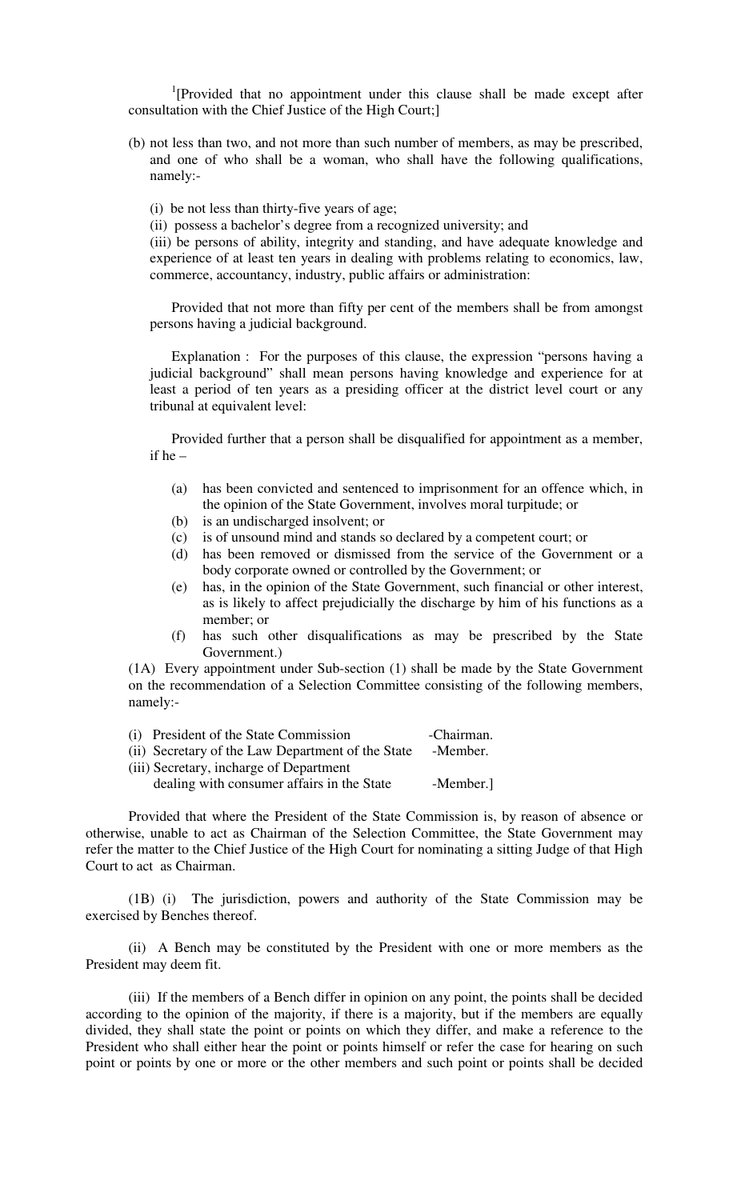[1][Provided that no appointment under this clause shall be made except after consultation with the Chief Justice of the High Court;]

(b) not less than two, and not more than such number of members, as may be prescribed, and one of who shall be a woman, who shall have the following qualifications, namely:-

(i) be not less than thirty-five years of age;

(ii) possess a bachelor's degree from a recognized university; and

(iii) be persons of ability, integrity and standing, and have adequate knowledge and experience of at least ten years in dealing with problems relating to economics, law, commerce, accountancy, industry, public affairs or administration:

Provided that not more than fifty per cent of the members shall be from amongst persons having a judicial background.

Explanation : For the purposes of this clause, the expression "persons having a judicial background" shall mean persons having knowledge and experience for at least a period of ten years as a presiding officer at the district level court or any tribunal at equivalent level:

Provided further that a person shall be disqualified for appointment as a member, if he –

(a) has been convicted and sentenced to imprisonment for an offence which, in the opinion of the State Government, involves moral turpitude; or

(b) is an undischarged insolvent; or

(c) is of unsound mind and stands so declared by a competent court; or

(d) has been removed or dismissed from the service of the Government or a body corporate owned or controlled by the Government; or

(e) has, in the opinion of the State Government, such financial or other interest, as is likely to affect prejudicially the discharge by him of his functions as a member; or

(f) has such other disqualifications as may be prescribed by the State Government.)

(1A) Every appointment under Sub-section (1) shall be made by the State Government on the recommendation of a Selection Committee consisting of the following members, namely:-

| | |
|---|---|
| (i) President of the State Commission | -Chairman. |
| (ii) Secretary of the Law Department of the State | -Member. |
| (iii) Secretary, incharge of Department dealing with consumer affairs in the State | -Member.] |

Provided that where the President of the State Commission is, by reason of absence or otherwise, unable to act as Chairman of the Selection Committee, the State Government may refer the matter to the Chief Justice of the High Court for nominating a sitting Judge of that High Court to act as Chairman.

(1B) (i) The jurisdiction, powers and authority of the State Commission may be exercised by Benches thereof.

(ii) A Bench may be constituted by the President with one or more members as the President may deem fit.

(iii) If the members of a Bench differ in opinion on any point, the points shall be decided according to the opinion of the majority, if there is a majority, but if the members are equally divided, they shall state the point or points on which they differ, and make a reference to the President who shall either hear the point or points himself or refer the case for hearing on such point or points by one or more or the other members and such point or points shall be decided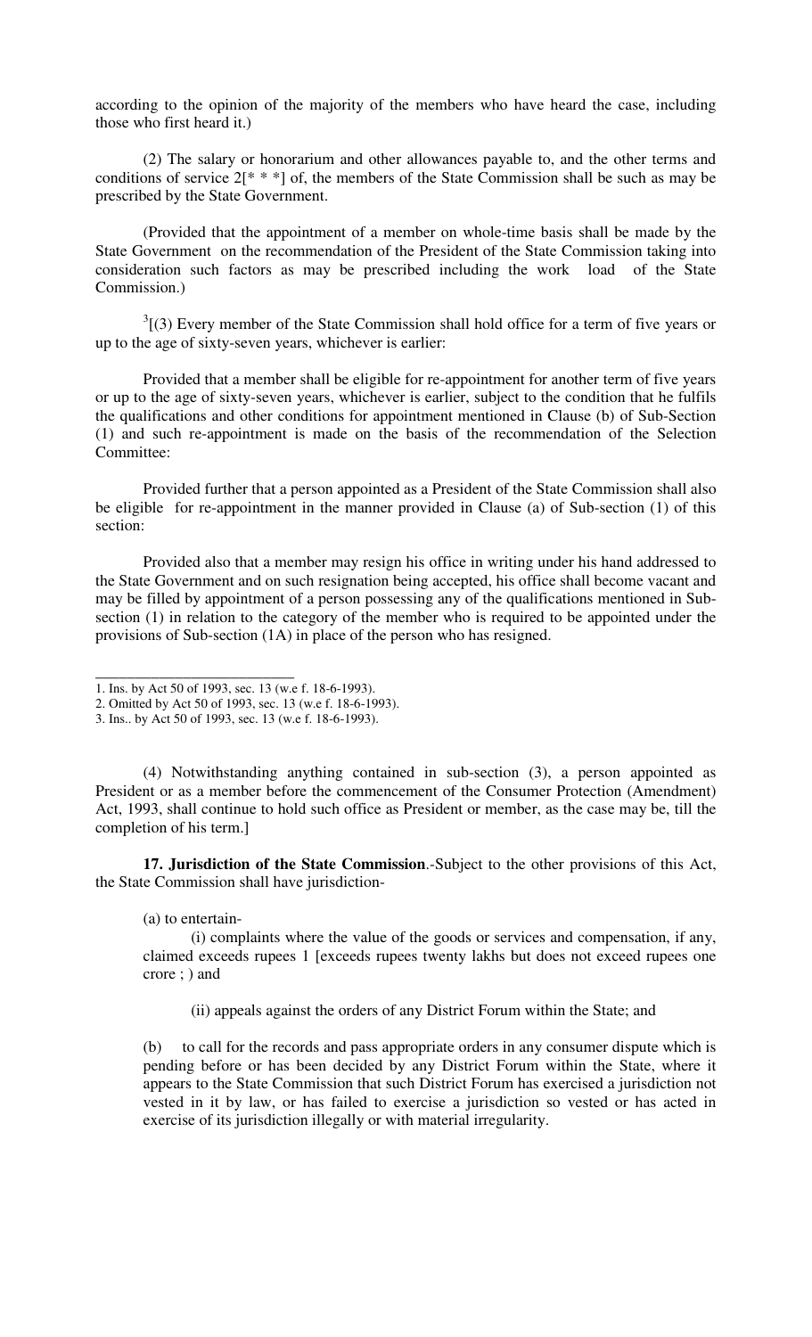according to the opinion of the majority of the members who have heard the case, including those who first heard it.)

(2) The salary or honorarium and other allowances payable to, and the other terms and conditions of service 2[* * *] of, the members of the State Commission shall be such as may be prescribed by the State Government.

(Provided that the appointment of a member on whole-time basis shall be made by the State Government on the recommendation of the President of the State Commission taking into consideration such factors as may be prescribed including the work load of the State Commission.)

[3][(3) Every member of the State Commission shall hold office for a term of five years or up to the age of sixty-seven years, whichever is earlier:

Provided that a member shall be eligible for re-appointment for another term of five years or up to the age of sixty-seven years, whichever is earlier, subject to the condition that he fulfils the qualifications and other conditions for appointment mentioned in Clause (b) of Sub-Section (1) and such re-appointment is made on the basis of the recommendation of the Selection Committee:

Provided further that a person appointed as a President of the State Commission shall also be eligible for re-appointment in the manner provided in Clause (a) of Sub-section (1) of this section:

Provided also that a member may resign his office in writing under his hand addressed to the State Government and on such resignation being accepted, his office shall become vacant and may be filled by appointment of a person possessing any of the qualifications mentioned in Sub-section (1) in relation to the category of the member who is required to be appointed under the provisions of Sub-section (1A) in place of the person who has resigned.

---

1. Ins. by Act 50 of 1993, sec. 13 (w.e f. 18-6-1993).
2. Omitted by Act 50 of 1993, sec. 13 (w.e f. 18-6-1993).
3. Ins.. by Act 50 of 1993, sec. 13 (w.e f. 18-6-1993).

(4) Notwithstanding anything contained in sub-section (3), a person appointed as President or as a member before the commencement of the Consumer Protection (Amendment) Act, 1993, shall continue to hold such office as President or member, as the case may be, till the completion of his term.]

**17. Jurisdiction of the State Commission**.-Subject to the other provisions of this Act, the State Commission shall have jurisdiction-

(a) to entertain-

(i) complaints where the value of the goods or services and compensation, if any, claimed exceeds rupees 1 [exceeds rupees twenty lakhs but does not exceed rupees one crore ; ) and

(ii) appeals against the orders of any District Forum within the State; and

(b) to call for the records and pass appropriate orders in any consumer dispute which is pending before or has been decided by any District Forum within the State, where it appears to the State Commission that such District Forum has exercised a jurisdiction not vested in it by law, or has failed to exercise a jurisdiction so vested or has acted in exercise of its jurisdiction illegally or with material irregularity.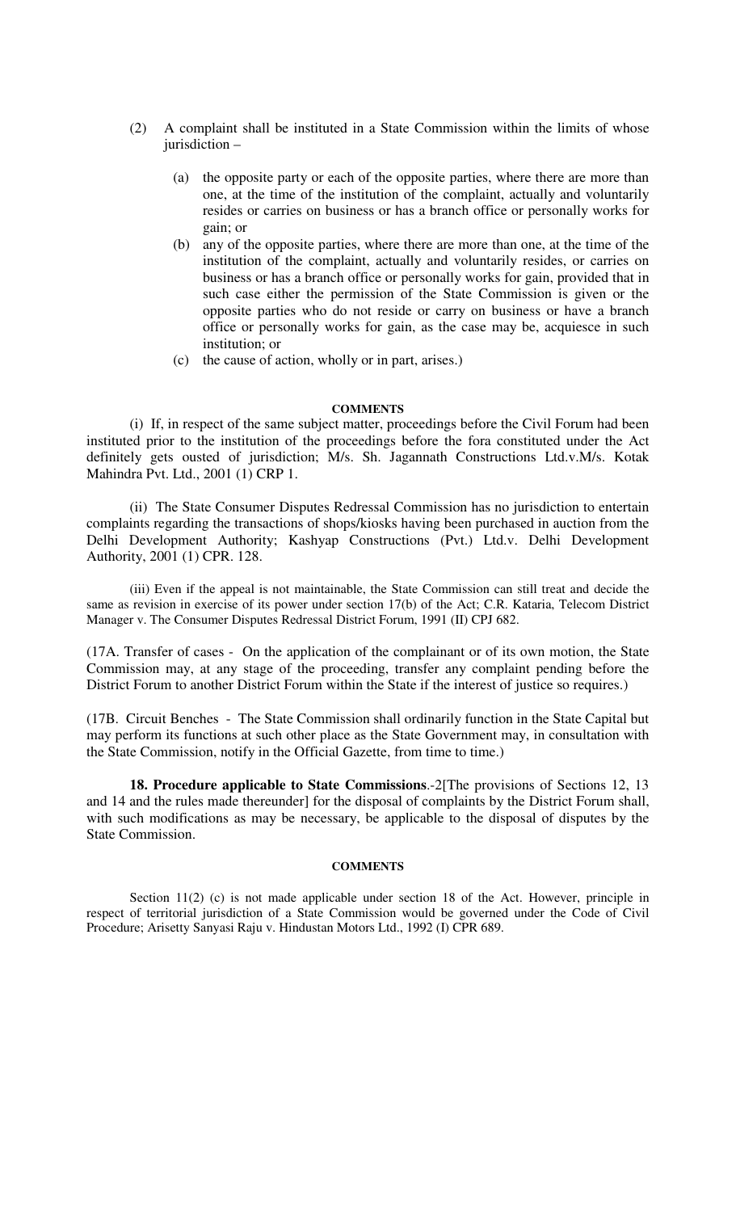(2) A complaint shall be instituted in a State Commission within the limits of whose jurisdiction –

   (a) the opposite party or each of the opposite parties, where there are more than one, at the time of the institution of the complaint, actually and voluntarily resides or carries on business or has a branch office or personally works for gain; or
   (b) any of the opposite parties, where there are more than one, at the time of the institution of the complaint, actually and voluntarily resides, or carries on business or has a branch office or personally works for gain, provided that in such case either the permission of the State Commission is given or the opposite parties who do not reside or carry on business or have a branch office or personally works for gain, as the case may be, acquiesce in such institution; or
   (c) the cause of action, wholly or in part, arises.)

**COMMENTS**

(i) If, in respect of the same subject matter, proceedings before the Civil Forum had been instituted prior to the institution of the proceedings before the fora constituted under the Act definitely gets ousted of jurisdiction; M/s. Sh. Jagannath Constructions Ltd.v.M/s. Kotak Mahindra Pvt. Ltd., 2001 (1) CRP 1.

(ii) The State Consumer Disputes Redressal Commission has no jurisdiction to entertain complaints regarding the transactions of shops/kiosks having been purchased in auction from the Delhi Development Authority; Kashyap Constructions (Pvt.) Ltd.v. Delhi Development Authority, 2001 (1) CPR. 128.

(iii) Even if the appeal is not maintainable, the State Commission can still treat and decide the same as revision in exercise of its power under section 17(b) of the Act; C.R. Kataria, Telecom District Manager v. The Consumer Disputes Redressal District Forum, 1991 (II) CPJ 682.

(17A. Transfer of cases - On the application of the complainant or of its own motion, the State Commission may, at any stage of the proceeding, transfer any complaint pending before the District Forum to another District Forum within the State if the interest of justice so requires.)

(17B. Circuit Benches - The State Commission shall ordinarily function in the State Capital but may perform its functions at such other place as the State Government may, in consultation with the State Commission, notify in the Official Gazette, from time to time.)

**18. Procedure applicable to State Commissions**.-2[The provisions of Sections 12, 13 and 14 and the rules made thereunder] for the disposal of complaints by the District Forum shall, with such modifications as may be necessary, be applicable to the disposal of disputes by the State Commission.

**COMMENTS**

Section 11(2) (c) is not made applicable under section 18 of the Act. However, principle in respect of territorial jurisdiction of a State Commission would be governed under the Code of Civil Procedure; Arisetty Sanyasi Raju v. Hindustan Motors Ltd., 1992 (I) CPR 689.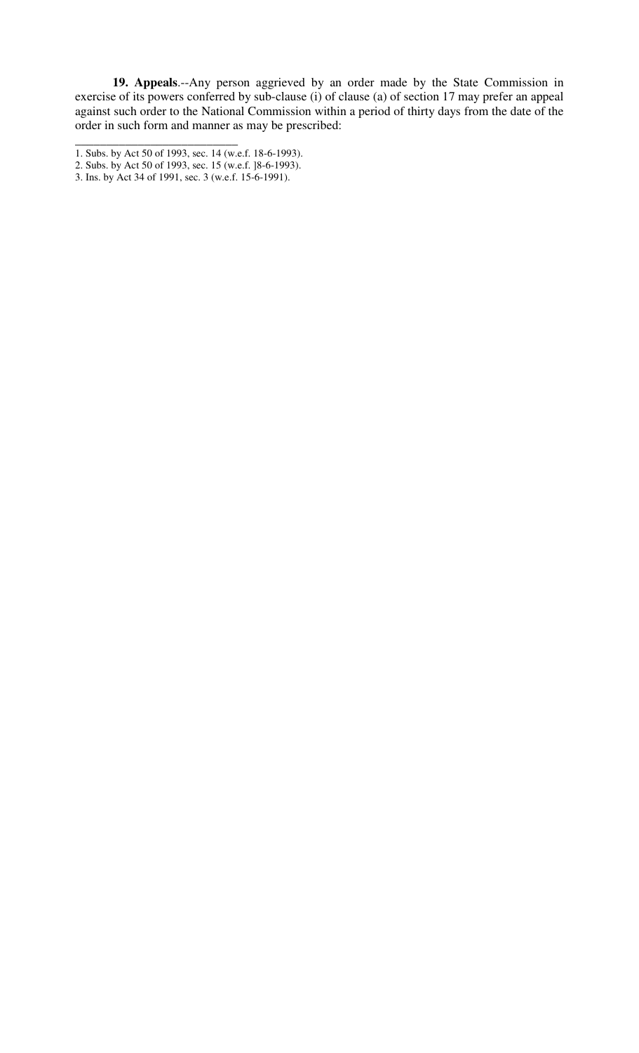**19. Appeals**.--Any person aggrieved by an order made by the State Commission in exercise of its powers conferred by sub-clause (i) of clause (a) of section 17 may prefer an appeal against such order to the National Commission within a period of thirty days from the date of the order in such form and manner as may be prescribed:

---

1. Subs. by Act 50 of 1993, sec. 14 (w.e.f. 18-6-1993).
2. Subs. by Act 50 of 1993, sec. 15 (w.e.f. ]8-6-1993).
3. Ins. by Act 34 of 1991, sec. 3 (w.e.f. 15-6-1991).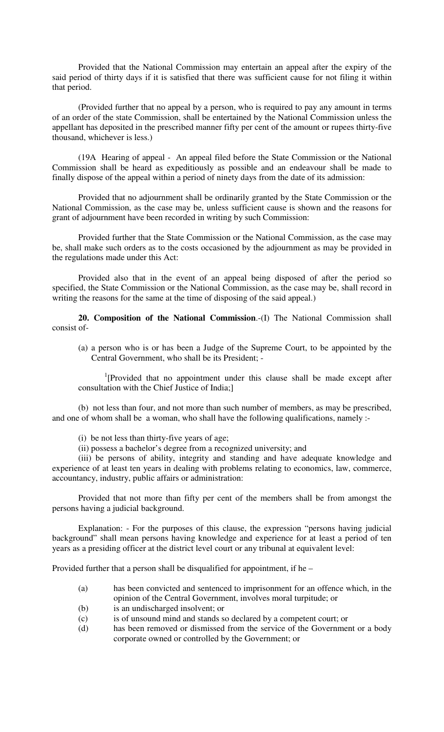Provided that the National Commission may entertain an appeal after the expiry of the said period of thirty days if it is satisfied that there was sufficient cause for not filing it within that period.

(Provided further that no appeal by a person, who is required to pay any amount in terms of an order of the state Commission, shall be entertained by the National Commission unless the appellant has deposited in the prescribed manner fifty per cent of the amount or rupees thirty-five thousand, whichever is less.)

(19A Hearing of appeal - An appeal filed before the State Commission or the National Commission shall be heard as expeditiously as possible and an endeavour shall be made to finally dispose of the appeal within a period of ninety days from the date of its admission:

Provided that no adjournment shall be ordinarily granted by the State Commission or the National Commission, as the case may be, unless sufficient cause is shown and the reasons for grant of adjournment have been recorded in writing by such Commission:

Provided further that the State Commission or the National Commission, as the case may be, shall make such orders as to the costs occasioned by the adjournment as may be provided in the regulations made under this Act:

Provided also that in the event of an appeal being disposed of after the period so specified, the State Commission or the National Commission, as the case may be, shall record in writing the reasons for the same at the time of disposing of the said appeal.)

**20. Composition of the National Commission**.-(I) The National Commission shall consist of-

(a) a person who is or has been a Judge of the Supreme Court, to be appointed by the Central Government, who shall be its President; -

[1][Provided that no appointment under this clause shall be made except after consultation with the Chief Justice of India;]

(b) not less than four, and not more than such number of members, as may be prescribed, and one of whom shall be a woman, who shall have the following qualifications, namely :-

(i) be not less than thirty-five years of age;
(ii) possess a bachelor's degree from a recognized university; and
(iii) be persons of ability, integrity and standing and have adequate knowledge and experience of at least ten years in dealing with problems relating to economics, law, commerce, accountancy, industry, public affairs or administration:

Provided that not more than fifty per cent of the members shall be from amongst the persons having a judicial background.

Explanation: - For the purposes of this clause, the expression "persons having judicial background" shall mean persons having knowledge and experience for at least a period of ten years as a presiding officer at the district level court or any tribunal at equivalent level:

Provided further that a person shall be disqualified for appointment, if he –

(a) has been convicted and sentenced to imprisonment for an offence which, in the opinion of the Central Government, involves moral turpitude; or
(b) is an undischarged insolvent; or
(c) is of unsound mind and stands so declared by a competent court; or
(d) has been removed or dismissed from the service of the Government or a body corporate owned or controlled by the Government; or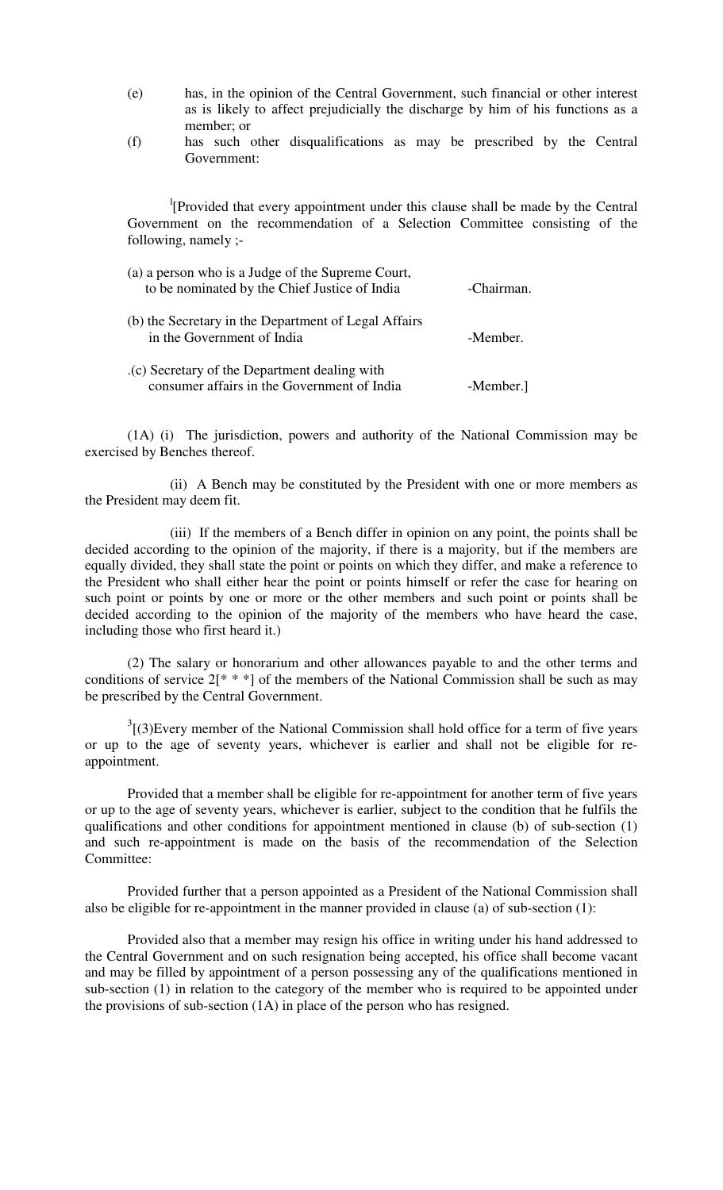(e) has, in the opinion of the Central Government, such financial or other interest as is likely to affect prejudicially the discharge by him of his functions as a member; or

(f) has such other disqualifications as may be prescribed by the Central Government:

[1][Provided that every appointment under this clause shall be made by the Central Government on the recommendation of a Selection Committee consisting of the following, namely ;-

| | |
|---|---|
| (a) a person who is a Judge of the Supreme Court, to be nominated by the Chief Justice of India | -Chairman. |
| (b) the Secretary in the Department of Legal Affairs in the Government of India | -Member. |
| .(c) Secretary of the Department dealing with consumer affairs in the Government of India | -Member.] |

(1A) (i) The jurisdiction, powers and authority of the National Commission may be exercised by Benches thereof.

(ii) A Bench may be constituted by the President with one or more members as the President may deem fit.

(iii) If the members of a Bench differ in opinion on any point, the points shall be decided according to the opinion of the majority, if there is a majority, but if the members are equally divided, they shall state the point or points on which they differ, and make a reference to the President who shall either hear the point or points himself or refer the case for hearing on such point or points by one or more or the other members and such point or points shall be decided according to the opinion of the majority of the members who have heard the case, including those who first heard it.)

(2) The salary or honorarium and other allowances payable to and the other terms and conditions of service 2[* * *] of the members of the National Commission shall be such as may be prescribed by the Central Government.

[3][(3)Every member of the National Commission shall hold office for a term of five years or up to the age of seventy years, whichever is earlier and shall not be eligible for re-appointment.

Provided that a member shall be eligible for re-appointment for another term of five years or up to the age of seventy years, whichever is earlier, subject to the condition that he fulfils the qualifications and other conditions for appointment mentioned in clause (b) of sub-section (1) and such re-appointment is made on the basis of the recommendation of the Selection Committee:

Provided further that a person appointed as a President of the National Commission shall also be eligible for re-appointment in the manner provided in clause (a) of sub-section (1):

Provided also that a member may resign his office in writing under his hand addressed to the Central Government and on such resignation being accepted, his office shall become vacant and may be filled by appointment of a person possessing any of the qualifications mentioned in sub-section (1) in relation to the category of the member who is required to be appointed under the provisions of sub-section (1A) in place of the person who has resigned.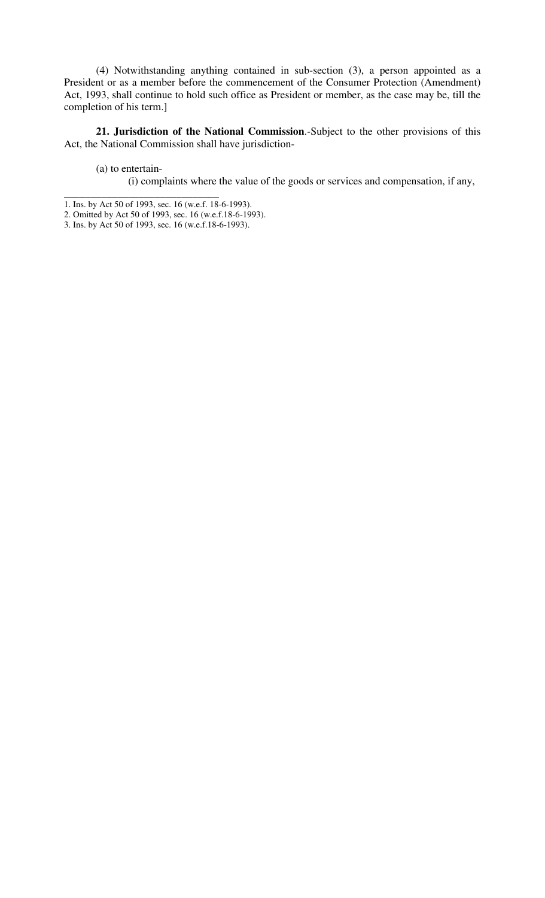(4) Notwithstanding anything contained in sub-section (3), a person appointed as a President or as a member before the commencement of the Consumer Protection (Amendment) Act, 1993, shall continue to hold such office as President or member, as the case may be, till the completion of his term.]

**21. Jurisdiction of the National Commission**.-Subject to the other provisions of this Act, the National Commission shall have jurisdiction-

(a) to entertain-

(i) complaints where the value of the goods or services and compensation, if any,

---

1. Ins. by Act 50 of 1993, sec. 16 (w.e.f. 18-6-1993).
2. Omitted by Act 50 of 1993, sec. 16 (w.e.f.18-6-1993).
3. Ins. by Act 50 of 1993, sec. 16 (w.e.f.18-6-1993).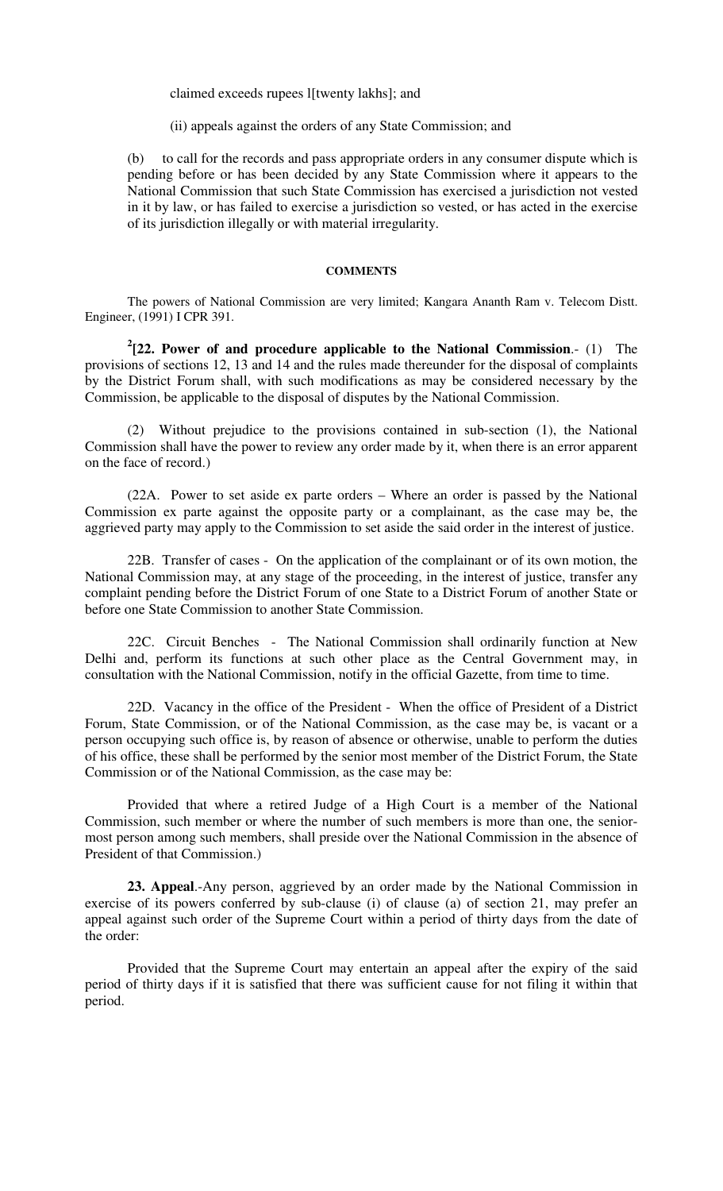claimed exceeds rupees l[twenty lakhs]; and

(ii) appeals against the orders of any State Commission; and

(b) to call for the records and pass appropriate orders in any consumer dispute which is pending before or has been decided by any State Commission where it appears to the National Commission that such State Commission has exercised a jurisdiction not vested in it by law, or has failed to exercise a jurisdiction so vested, or has acted in the exercise of its jurisdiction illegally or with material irregularity.

#### COMMENTS

The powers of National Commission are very limited; Kangara Ananth Ram v. Telecom Distt. Engineer, (1991) I CPR 391.

[2][**22. Power of and procedure applicable to the National Commission**.- (1) The provisions of sections 12, 13 and 14 and the rules made thereunder for the disposal of complaints by the District Forum shall, with such modifications as may be considered necessary by the Commission, be applicable to the disposal of disputes by the National Commission.

(2) Without prejudice to the provisions contained in sub-section (1), the National Commission shall have the power to review any order made by it, when there is an error apparent on the face of record.)

(22A. Power to set aside ex parte orders – Where an order is passed by the National Commission ex parte against the opposite party or a complainant, as the case may be, the aggrieved party may apply to the Commission to set aside the said order in the interest of justice.

22B. Transfer of cases - On the application of the complainant or of its own motion, the National Commission may, at any stage of the proceeding, in the interest of justice, transfer any complaint pending before the District Forum of one State to a District Forum of another State or before one State Commission to another State Commission.

22C. Circuit Benches - The National Commission shall ordinarily function at New Delhi and, perform its functions at such other place as the Central Government may, in consultation with the National Commission, notify in the official Gazette, from time to time.

22D. Vacancy in the office of the President - When the office of President of a District Forum, State Commission, or of the National Commission, as the case may be, is vacant or a person occupying such office is, by reason of absence or otherwise, unable to perform the duties of his office, these shall be performed by the senior most member of the District Forum, the State Commission or of the National Commission, as the case may be:

Provided that where a retired Judge of a High Court is a member of the National Commission, such member or where the number of such members is more than one, the senior-most person among such members, shall preside over the National Commission in the absence of President of that Commission.)

**23. Appeal**.-Any person, aggrieved by an order made by the National Commission in exercise of its powers conferred by sub-clause (i) of clause (a) of section 21, may prefer an appeal against such order of the Supreme Court within a period of thirty days from the date of the order:

Provided that the Supreme Court may entertain an appeal after the expiry of the said period of thirty days if it is satisfied that there was sufficient cause for not filing it within that period.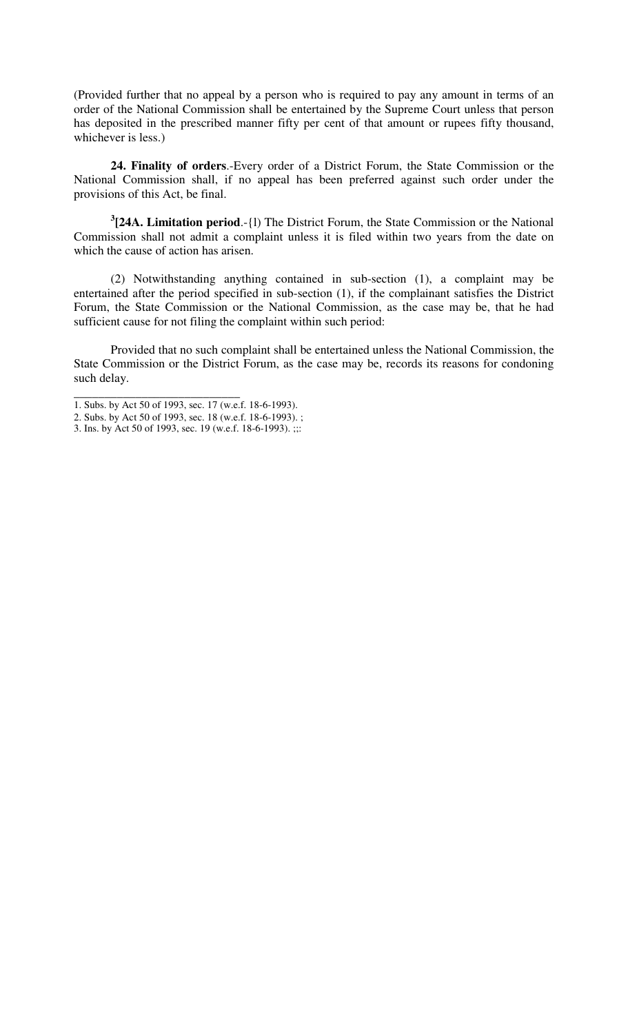(Provided further that no appeal by a person who is required to pay any amount in terms of an order of the National Commission shall be entertained by the Supreme Court unless that person has deposited in the prescribed manner fifty per cent of that amount or rupees fifty thousand, whichever is less.)

**24. Finality of orders**.-Every order of a District Forum, the State Commission or the National Commission shall, if no appeal has been preferred against such order under the provisions of this Act, be final.

[3][**24A. Limitation period**.-{l) The District Forum, the State Commission or the National Commission shall not admit a complaint unless it is filed within two years from the date on which the cause of action has arisen.

(2) Notwithstanding anything contained in sub-section (1), a complaint may be entertained after the period specified in sub-section (1), if the complainant satisfies the District Forum, the State Commission or the National Commission, as the case may be, that he had sufficient cause for not filing the complaint within such period:

Provided that no such complaint shall be entertained unless the National Commission, the State Commission or the District Forum, as the case may be, records its reasons for condoning such delay.

---

1. Subs. by Act 50 of 1993, sec. 17 (w.e.f. 18-6-1993).
2. Subs. by Act 50 of 1993, sec. 18 (w.e.f. 18-6-1993). ;
3. Ins. by Act 50 of 1993, sec. 19 (w.e.f. 18-6-1993). ;;: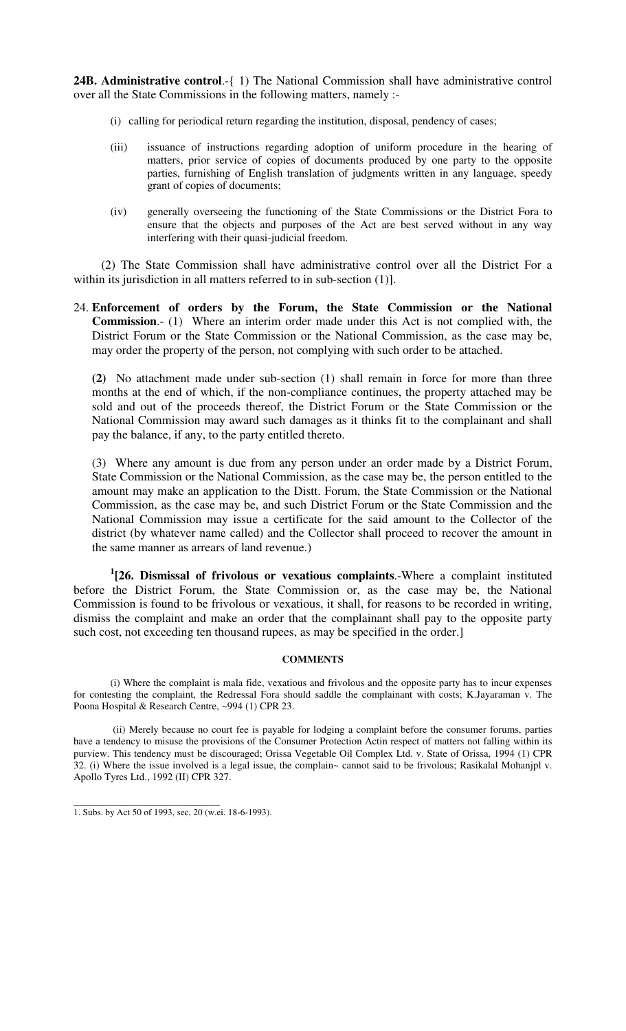**24B. Administrative control**.-{ 1) The National Commission shall have administrative control over all the State Commissions in the following matters, namely :-

(i) calling for periodical return regarding the institution, disposal, pendency of cases;

(iii) issuance of instructions regarding adoption of uniform procedure in the hearing of matters, prior service of copies of documents produced by one party to the opposite parties, furnishing of English translation of judgments written in any language, speedy grant of copies of documents;

(iv) generally overseeing the functioning of the State Commissions or the District Fora to ensure that the objects and purposes of the Act are best served without in any way interfering with their quasi-judicial freedom.

(2) The State Commission shall have administrative control over all the District For a within its jurisdiction in all matters referred to in sub-section (1)].

24. **Enforcement of orders by the Forum, the State Commission or the National Commission**.- (1) Where an interim order made under this Act is not complied with, the District Forum or the State Commission or the National Commission, as the case may be, may order the property of the person, not complying with such order to be attached.

**(2)** No attachment made under sub-section (1) shall remain in force for more than three months at the end of which, if the non-compliance continues, the property attached may be sold and out of the proceeds thereof, the District Forum or the State Commission or the National Commission may award such damages as it thinks fit to the complainant and shall pay the balance, if any, to the party entitled thereto.

(3) Where any amount is due from any person under an order made by a District Forum, State Commission or the National Commission, as the case may be, the person entitled to the amount may make an application to the Distt. Forum, the State Commission or the National Commission, as the case may be, and such District Forum or the State Commission and the National Commission may issue a certificate for the said amount to the Collector of the district (by whatever name called) and the Collector shall proceed to recover the amount in the same manner as arrears of land revenue.)

[1][**26. Dismissal of frivolous or vexatious complaints**.-Where a complaint instituted before the District Forum, the State Commission or, as the case may be, the National Commission is found to be frivolous or vexatious, it shall, for reasons to be recorded in writing, dismiss the complaint and make an order that the complainant shall pay to the opposite party such cost, not exceeding ten thousand rupees, as may be specified in the order.]

**COMMENTS**

(i) Where the complaint is mala fide, vexatious and frivolous and the opposite party has to incur expenses for contesting the complaint, the Redressal Fora should saddle the complainant with costs; K.Jayaraman v. The Poona Hospital & Research Centre, ~994 (1) CPR 23.

(ii) Merely because no court fee is payable for lodging a complaint before the consumer forums, parties have a tendency to misuse the provisions of the Consumer Protection Actin respect of matters not falling within its purview. This tendency must be discouraged; Orissa Vegetable Oil Complex Ltd. v. State of Orissa, 1994 (1) CPR 32. (i) Where the issue involved is a legal issue, the complain~ cannot said to be frivolous; Rasikalal Mohanjpl v. Apollo Tyres Ltd., 1992 (II) CPR 327.

---

1. Subs. by Act 50 of 1993, sec, 20 (w.ei. 18-6-1993).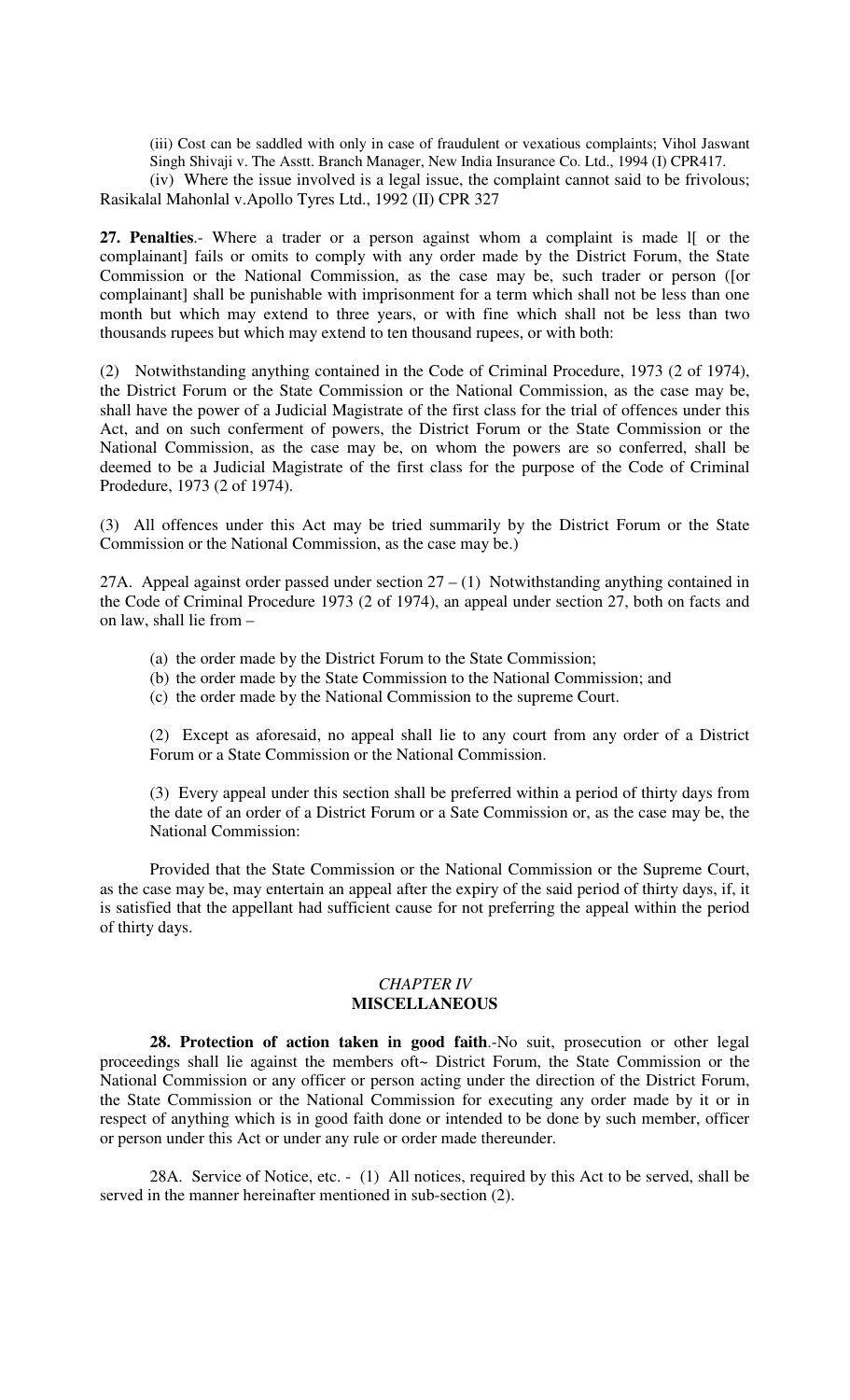(iii) Cost can be saddled with only in case of fraudulent or vexatious complaints; Vihol Jaswant Singh Shivaji v. The Asstt. Branch Manager, New India Insurance Co. Ltd., 1994 (I) CPR417.

(iv) Where the issue involved is a legal issue, the complaint cannot said to be frivolous; Rasikalal Mahonlal v.Apollo Tyres Ltd., 1992 (II) CPR 327

**27. Penalties**.- Where a trader or a person against whom a complaint is made l[ or the complainant] fails or omits to comply with any order made by the District Forum, the State Commission or the National Commission, as the case may be, such trader or person ([or complainant] shall be punishable with imprisonment for a term which shall not be less than one month but which may extend to three years, or with fine which shall not be less than two thousands rupees but which may extend to ten thousand rupees, or with both:

(2) Notwithstanding anything contained in the Code of Criminal Procedure, 1973 (2 of 1974), the District Forum or the State Commission or the National Commission, as the case may be, shall have the power of a Judicial Magistrate of the first class for the trial of offences under this Act, and on such conferment of powers, the District Forum or the State Commission or the National Commission, as the case may be, on whom the powers are so conferred, shall be deemed to be a Judicial Magistrate of the first class for the purpose of the Code of Criminal Prodedure, 1973 (2 of 1974).

(3) All offences under this Act may be tried summarily by the District Forum or the State Commission or the National Commission, as the case may be.)

27A. Appeal against order passed under section 27 – (1) Notwithstanding anything contained in the Code of Criminal Procedure 1973 (2 of 1974), an appeal under section 27, both on facts and on law, shall lie from –

(a) the order made by the District Forum to the State Commission;
(b) the order made by the State Commission to the National Commission; and
(c) the order made by the National Commission to the supreme Court.

(2) Except as aforesaid, no appeal shall lie to any court from any order of a District Forum or a State Commission or the National Commission.

(3) Every appeal under this section shall be preferred within a period of thirty days from the date of an order of a District Forum or a Sate Commission or, as the case may be, the National Commission:

Provided that the State Commission or the National Commission or the Supreme Court, as the case may be, may entertain an appeal after the expiry of the said period of thirty days, if, it is satisfied that the appellant had sufficient cause for not preferring the appeal within the period of thirty days.

## *CHAPTER IV*
## **MISCELLANEOUS**

**28. Protection of action taken in good faith**.-No suit, prosecution or other legal proceedings shall lie against the members oft~ District Forum, the State Commission or the National Commission or any officer or person acting under the direction of the District Forum, the State Commission or the National Commission for executing any order made by it or in respect of anything which is in good faith done or intended to be done by such member, officer or person under this Act or under any rule or order made thereunder.

28A. Service of Notice, etc. - (1) All notices, required by this Act to be served, shall be served in the manner hereinafter mentioned in sub-section (2).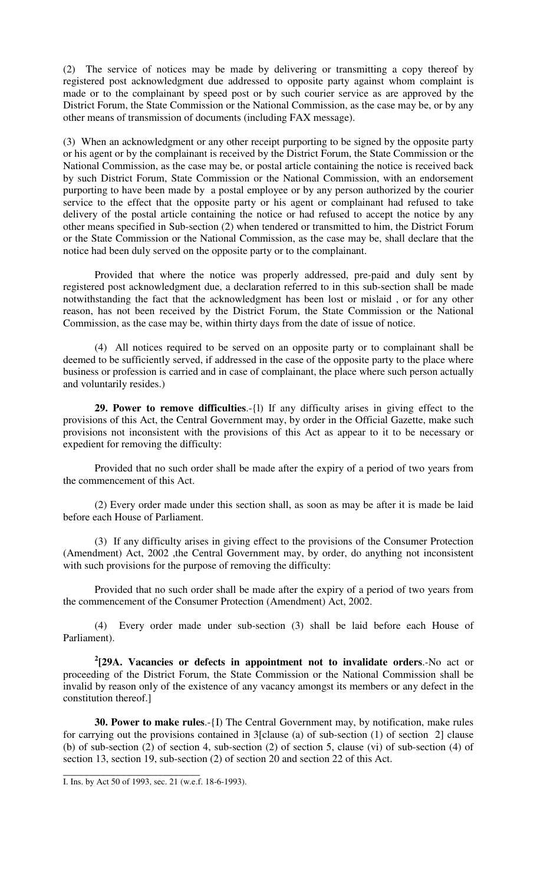(2) The service of notices may be made by delivering or transmitting a copy thereof by registered post acknowledgment due addressed to opposite party against whom complaint is made or to the complainant by speed post or by such courier service as are approved by the District Forum, the State Commission or the National Commission, as the case may be, or by any other means of transmission of documents (including FAX message).

(3) When an acknowledgment or any other receipt purporting to be signed by the opposite party or his agent or by the complainant is received by the District Forum, the State Commission or the National Commission, as the case may be, or postal article containing the notice is received back by such District Forum, State Commission or the National Commission, with an endorsement purporting to have been made by a postal employee or by any person authorized by the courier service to the effect that the opposite party or his agent or complainant had refused to take delivery of the postal article containing the notice or had refused to accept the notice by any other means specified in Sub-section (2) when tendered or transmitted to him, the District Forum or the State Commission or the National Commission, as the case may be, shall declare that the notice had been duly served on the opposite party or to the complainant.

Provided that where the notice was properly addressed, pre-paid and duly sent by registered post acknowledgment due, a declaration referred to in this sub-section shall be made notwithstanding the fact that the acknowledgment has been lost or mislaid , or for any other reason, has not been received by the District Forum, the State Commission or the National Commission, as the case may be, within thirty days from the date of issue of notice.

(4) All notices required to be served on an opposite party or to complainant shall be deemed to be sufficiently served, if addressed in the case of the opposite party to the place where business or profession is carried and in case of complainant, the place where such person actually and voluntarily resides.)

**29. Power to remove difficulties**.-{l) If any difficulty arises in giving effect to the provisions of this Act, the Central Government may, by order in the Official Gazette, make such provisions not inconsistent with the provisions of this Act as appear to it to be necessary or expedient for removing the difficulty:

Provided that no such order shall be made after the expiry of a period of two years from the commencement of this Act.

(2) Every order made under this section shall, as soon as may be after it is made be laid before each House of Parliament.

(3) If any difficulty arises in giving effect to the provisions of the Consumer Protection (Amendment) Act, 2002 ,the Central Government may, by order, do anything not inconsistent with such provisions for the purpose of removing the difficulty:

Provided that no such order shall be made after the expiry of a period of two years from the commencement of the Consumer Protection (Amendment) Act, 2002.

(4) Every order made under sub-section (3) shall be laid before each House of Parliament).

[2][**29A. Vacancies or defects in appointment not to invalidate orders**.-No act or proceeding of the District Forum, the State Commission or the National Commission shall be invalid by reason only of the existence of any vacancy amongst its members or any defect in the constitution thereof.]

**30. Power to make rules**.-{I) The Central Government may, by notification, make rules for carrying out the provisions contained in 3[clause (a) of sub-section (1) of section 2] clause (b) of sub-section (2) of section 4, sub-section (2) of section 5, clause (vi) of sub-section (4) of section 13, section 19, sub-section (2) of section 20 and section 22 of this Act.

---

I. Ins. by Act 50 of 1993, sec. 21 (w.e.f. 18-6-1993).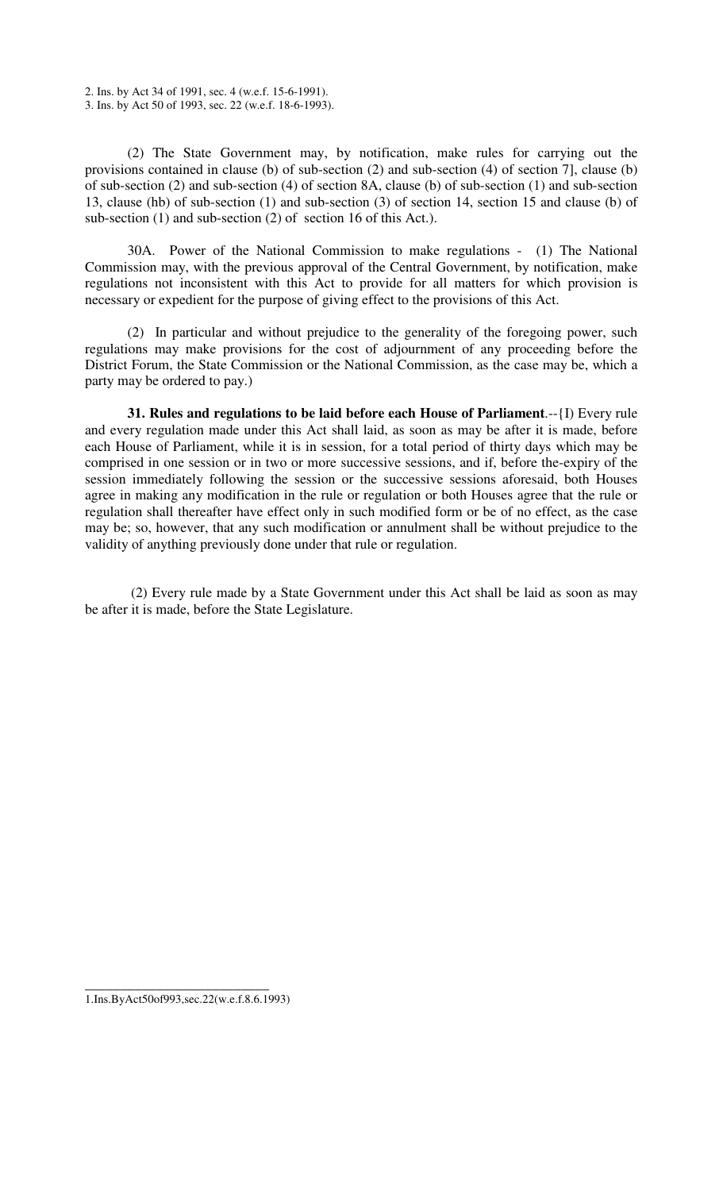2. Ins. by Act 34 of 1991, sec. 4 (w.e.f. 15-6-1991).
3. Ins. by Act 50 of 1993, sec. 22 (w.e.f. 18-6-1993).

(2) The State Government may, by notification, make rules for carrying out the provisions contained in clause (b) of sub-section (2) and sub-section (4) of section 7], clause (b) of sub-section (2) and sub-section (4) of section 8A, clause (b) of sub-section (1) and sub-section 13, clause (hb) of sub-section (1) and sub-section (3) of section 14, section 15 and clause (b) of sub-section (1) and sub-section (2) of section 16 of this Act.).

30A. Power of the National Commission to make regulations - (1) The National Commission may, with the previous approval of the Central Government, by notification, make regulations not inconsistent with this Act to provide for all matters for which provision is necessary or expedient for the purpose of giving effect to the provisions of this Act.

(2) In particular and without prejudice to the generality of the foregoing power, such regulations may make provisions for the cost of adjournment of any proceeding before the District Forum, the State Commission or the National Commission, as the case may be, which a party may be ordered to pay.)

**31. Rules and regulations to be laid before each House of Parliament**.--{I) Every rule and every regulation made under this Act shall laid, as soon as may be after it is made, before each House of Parliament, while it is in session, for a total period of thirty days which may be comprised in one session or in two or more successive sessions, and if, before the-expiry of the session immediately following the session or the successive sessions aforesaid, both Houses agree in making any modification in the rule or regulation or both Houses agree that the rule or regulation shall thereafter have effect only in such modified form or be of no effect, as the case may be; so, however, that any such modification or annulment shall be without prejudice to the validity of anything previously done under that rule or regulation.

(2) Every rule made by a State Government under this Act shall be laid as soon as may be after it is made, before the State Legislature.

---

1.Ins.ByAct50of993,sec.22(w.e.f.8.6.1993)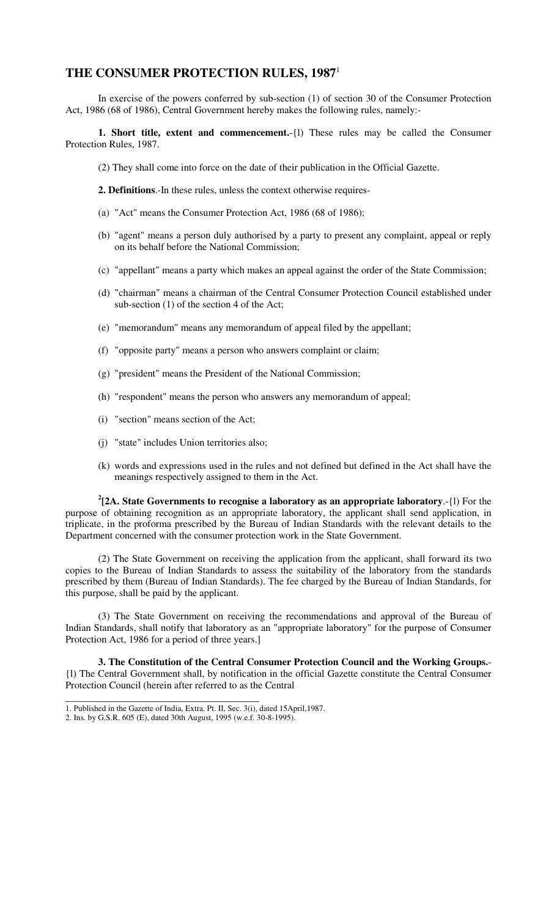# THE CONSUMER PROTECTION RULES, 1987[1]

In exercise of the powers conferred by sub-section (1) of section 30 of the Consumer Protection Act, 1986 (68 of 1986), Central Government hereby makes the following rules, namely:-

**1. Short title, extent and commencement.**-{l) These rules may be called the Consumer Protection Rules, 1987.

(2) They shall come into force on the date of their publication in the Official Gazette.

**2. Definitions**.-In these rules, unless the context otherwise requires-

(a) "Act" means the Consumer Protection Act, 1986 (68 of 1986);

(b) "agent" means a person duly authorised by a party to present any complaint, appeal or reply on its behalf before the National Commission;

(c) "appellant" means a party which makes an appeal against the order of the State Commission;

(d) "chairman" means a chairman of the Central Consumer Protection Council established under sub-section (1) of the section 4 of the Act;

(e) "memorandum" means any memorandum of appeal filed by the appellant;

(f) "opposite party" means a person who answers complaint or claim;

(g) "president" means the President of the National Commission;

(h) "respondent" means the person who answers any memorandum of appeal;

(i) "section" means section of the Act;

(j) "state" includes Union territories also;

(k) words and expressions used in the rules and not defined but defined in the Act shall have the meanings respectively assigned to them in the Act.

[2][**2A. State Governments to recognise a laboratory as an appropriate laboratory**.-{l) For the purpose of obtaining recognition as an appropriate laboratory, the applicant shall send application, in triplicate, in the proforma prescribed by the Bureau of Indian Standards with the relevant details to the Department concerned with the consumer protection work in the State Government.

(2) The State Government on receiving the application from the applicant, shall forward its two copies to the Bureau of Indian Standards to assess the suitability of the laboratory from the standards prescribed by them (Bureau of Indian Standards). The fee charged by the Bureau of Indian Standards, for this purpose, shall be paid by the applicant.

(3) The State Government on receiving the recommendations and approval of the Bureau of Indian Standards, shall notify that laboratory as an "appropriate laboratory" for the purpose of Consumer Protection Act, 1986 for a period of three years.]

**3. The Constitution of the Central Consumer Protection Council and the Working Groups.**-{l) The Central Government shall, by notification in the official Gazette constitute the Central Consumer Protection Council (herein after referred to as the Central

---

1. Published in the Gazette of India, Extra. Pt. II, Sec. 3(i), dated 15April,1987.
2. Ins. by G.S.R. 605 (E), dated 30th August, 1995 (w.e.f. 30-8-1995).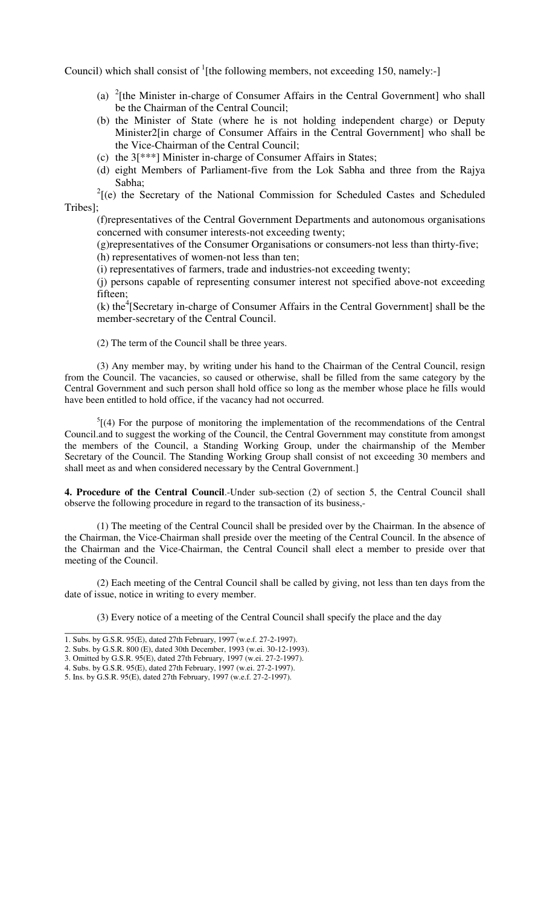Council) which shall consist of [1][the following members, not exceeding 150, namely:-]

(a) [2][the Minister in-charge of Consumer Affairs in the Central Government] who shall be the Chairman of the Central Council;

(b) the Minister of State (where he is not holding independent charge) or Deputy Minister2[in charge of Consumer Affairs in the Central Government] who shall be the Vice-Chairman of the Central Council;

(c) the 3[***] Minister in-charge of Consumer Affairs in States;

(d) eight Members of Parliament-five from the Lok Sabha and three from the Rajya Sabha;

[2][(e) the Secretary of the National Commission for Scheduled Castes and Scheduled Tribes];

(f)representatives of the Central Government Departments and autonomous organisations concerned with consumer interests-not exceeding twenty;

(g)representatives of the Consumer Organisations or consumers-not less than thirty-five;

(h) representatives of women-not less than ten;

(i) representatives of farmers, trade and industries-not exceeding twenty;

(j) persons capable of representing consumer interest not specified above-not exceeding fifteen;

(k) the[4][Secretary in-charge of Consumer Affairs in the Central Government] shall be the member-secretary of the Central Council.

(2) The term of the Council shall be three years.

(3) Any member may, by writing under his hand to the Chairman of the Central Council, resign from the Council. The vacancies, so caused or otherwise, shall be filled from the same category by the Central Government and such person shall hold office so long as the member whose place he fills would have been entitled to hold office, if the vacancy had not occurred.

[5][(4) For the purpose of monitoring the implementation of the recommendations of the Central Council.and to suggest the working of the Council, the Central Government may constitute from amongst the members of the Council, a Standing Working Group, under the chairmanship of the Member Secretary of the Council. The Standing Working Group shall consist of not exceeding 30 members and shall meet as and when considered necessary by the Central Government.]

**4. Procedure of the Central Council**.-Under sub-section (2) of section 5, the Central Council shall observe the following procedure in regard to the transaction of its business,-

(1) The meeting of the Central Council shall be presided over by the Chairman. In the absence of the Chairman, the Vice-Chairman shall preside over the meeting of the Central Council. In the absence of the Chairman and the Vice-Chairman, the Central Council shall elect a member to preside over that meeting of the Council.

(2) Each meeting of the Central Council shall be called by giving, not less than ten days from the date of issue, notice in writing to every member.

(3) Every notice of a meeting of the Central Council shall specify the place and the day

---

1. Subs. by G.S.R. 95(E), dated 27th February, 1997 (w.e.f. 27-2-1997).
2. Subs. by G.S.R. 800 (E), dated 30th December, 1993 (w.ei. 30-12-1993).
3. Omitted by G.S.R. 95(E), dated 27th February, 1997 (w.ei. 27-2-1997).
4. Subs. by G.S.R. 95(E), dated 27th February, 1997 (w.ei. 27-2-1997).
5. Ins. by G.S.R. 95(E), dated 27th February, 1997 (w.e.f. 27-2-1997).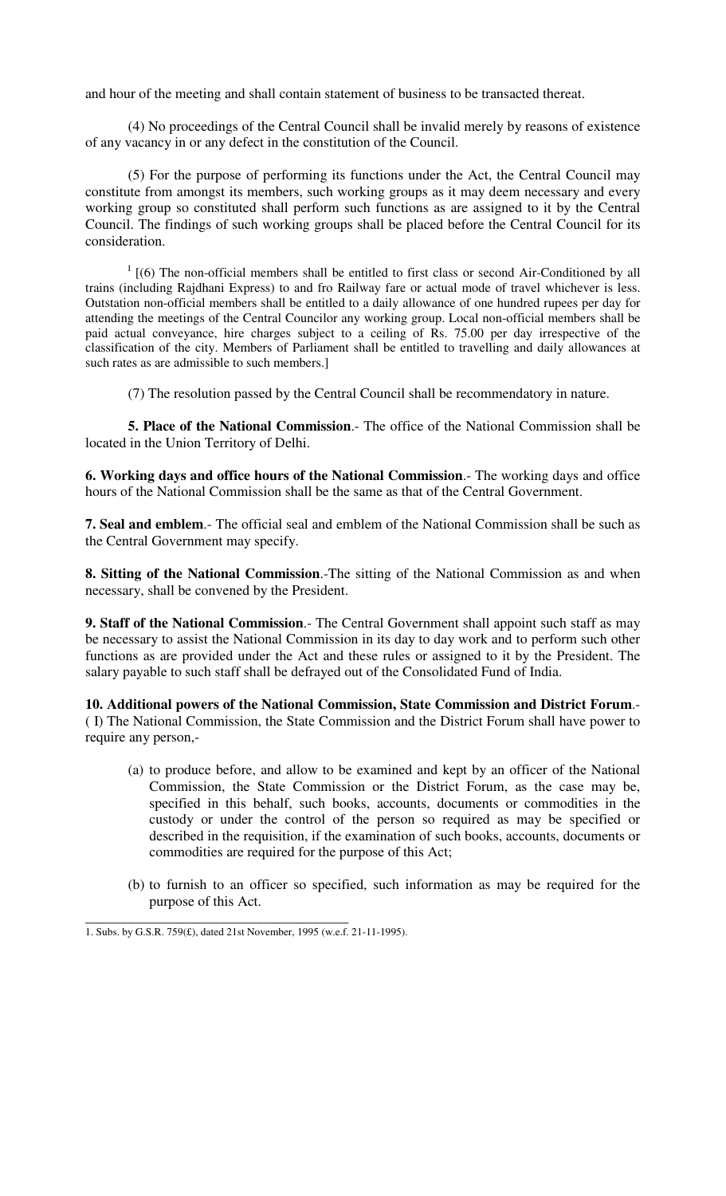and hour of the meeting and shall contain statement of business to be transacted thereat.

(4) No proceedings of the Central Council shall be invalid merely by reasons of existence of any vacancy in or any defect in the constitution of the Council.

(5) For the purpose of performing its functions under the Act, the Central Council may constitute from amongst its members, such working groups as it may deem necessary and every working group so constituted shall perform such functions as are assigned to it by the Central Council. The findings of such working groups shall be placed before the Central Council for its consideration.

[1] [(6) The non-official members shall be entitled to first class or second Air-Conditioned by all trains (including Rajdhani Express) to and fro Railway fare or actual mode of travel whichever is less. Outstation non-official members shall be entitled to a daily allowance of one hundred rupees per day for attending the meetings of the Central Councilor any working group. Local non-official members shall be paid actual conveyance, hire charges subject to a ceiling of Rs. 75.00 per day irrespective of the classification of the city. Members of Parliament shall be entitled to travelling and daily allowances at such rates as are admissible to such members.]

(7) The resolution passed by the Central Council shall be recommendatory in nature.

**5. Place of the National Commission**.- The office of the National Commission shall be located in the Union Territory of Delhi.

**6. Working days and office hours of the National Commission**.- The working days and office hours of the National Commission shall be the same as that of the Central Government.

**7. Seal and emblem**.- The official seal and emblem of the National Commission shall be such as the Central Government may specify.

**8. Sitting of the National Commission**.-The sitting of the National Commission as and when necessary, shall be convened by the President.

**9. Staff of the National Commission**.- The Central Government shall appoint such staff as may be necessary to assist the National Commission in its day to day work and to perform such other functions as are provided under the Act and these rules or assigned to it by the President. The salary payable to such staff shall be defrayed out of the Consolidated Fund of India.

**10. Additional powers of the National Commission, State Commission and District Forum**.- ( I) The National Commission, the State Commission and the District Forum shall have power to require any person,-

(a) to produce before, and allow to be examined and kept by an officer of the National Commission, the State Commission or the District Forum, as the case may be, specified in this behalf, such books, accounts, documents or commodities in the custody or under the control of the person so required as may be specified or described in the requisition, if the examination of such books, accounts, documents or commodities are required for the purpose of this Act;

(b) to furnish to an officer so specified, such information as may be required for the purpose of this Act.

---

1. Subs. by G.S.R. 759(£), dated 21st November, 1995 (w.e.f. 21-11-1995).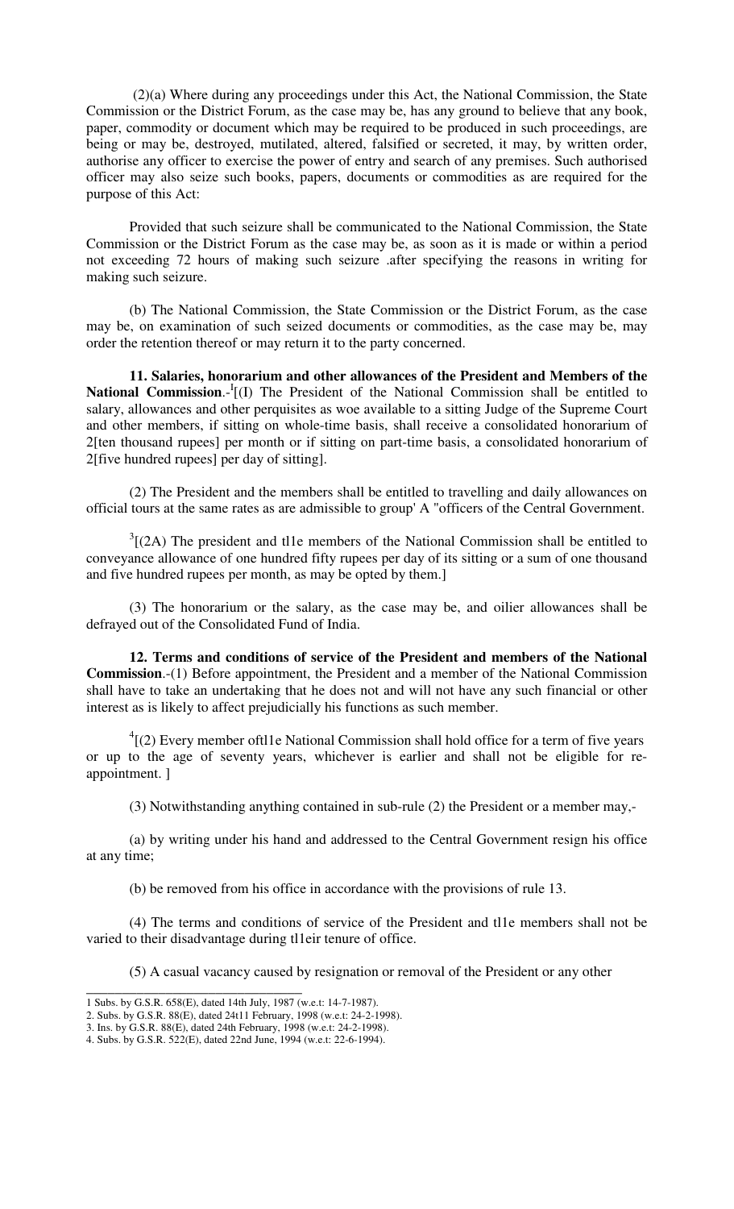(2)(a) Where during any proceedings under this Act, the National Commission, the State Commission or the District Forum, as the case may be, has any ground to believe that any book, paper, commodity or document which may be required to be produced in such proceedings, are being or may be, destroyed, mutilated, altered, falsified or secreted, it may, by written order, authorise any officer to exercise the power of entry and search of any premises. Such authorised officer may also seize such books, papers, documents or commodities as are required for the purpose of this Act:

Provided that such seizure shall be communicated to the National Commission, the State Commission or the District Forum as the case may be, as soon as it is made or within a period not exceeding 72 hours of making such seizure .after specifying the reasons in writing for making such seizure.

(b) The National Commission, the State Commission or the District Forum, as the case may be, on examination of such seized documents or commodities, as the case may be, may order the retention thereof or may return it to the party concerned.

**11. Salaries, honorarium and other allowances of the President and Members of the National Commission**.-[1][(I) The President of the National Commission shall be entitled to salary, allowances and other perquisites as woe available to a sitting Judge of the Supreme Court and other members, if sitting on whole-time basis, shall receive a consolidated honorarium of 2[ten thousand rupees] per month or if sitting on part-time basis, a consolidated honorarium of 2[five hundred rupees] per day of sitting].

(2) The President and the members shall be entitled to travelling and daily allowances on official tours at the same rates as are admissible to group' A "officers of the Central Government.

[3][(2A) The president and tl1e members of the National Commission shall be entitled to conveyance allowance of one hundred fifty rupees per day of its sitting or a sum of one thousand and five hundred rupees per month, as may be opted by them.]

(3) The honorarium or the salary, as the case may be, and oilier allowances shall be defrayed out of the Consolidated Fund of India.

**12. Terms and conditions of service of the President and members of the National Commission**.-(1) Before appointment, the President and a member of the National Commission shall have to take an undertaking that he does not and will not have any such financial or other interest as is likely to affect prejudicially his functions as such member.

[4][(2) Every member oftl1e National Commission shall hold office for a term of five years or up to the age of seventy years, whichever is earlier and shall not be eligible for re-appointment. ]

(3) Notwithstanding anything contained in sub-rule (2) the President or a member may,-

(a) by writing under his hand and addressed to the Central Government resign his office at any time;

(b) be removed from his office in accordance with the provisions of rule 13.

(4) The terms and conditions of service of the President and tl1e members shall not be varied to their disadvantage during tl1eir tenure of office.

(5) A casual vacancy caused by resignation or removal of the President or any other

---

1 Subs. by G.S.R. 658(E), dated 14th July, 1987 (w.e.t: 14-7-1987).
2. Subs. by G.S.R. 88(E), dated 24t11 February, 1998 (w.e.t: 24-2-1998).
3. Ins. by G.S.R. 88(E), dated 24th February, 1998 (w.e.t: 24-2-1998).
4. Subs. by G.S.R. 522(E), dated 22nd June, 1994 (w.e.t: 22-6-1994).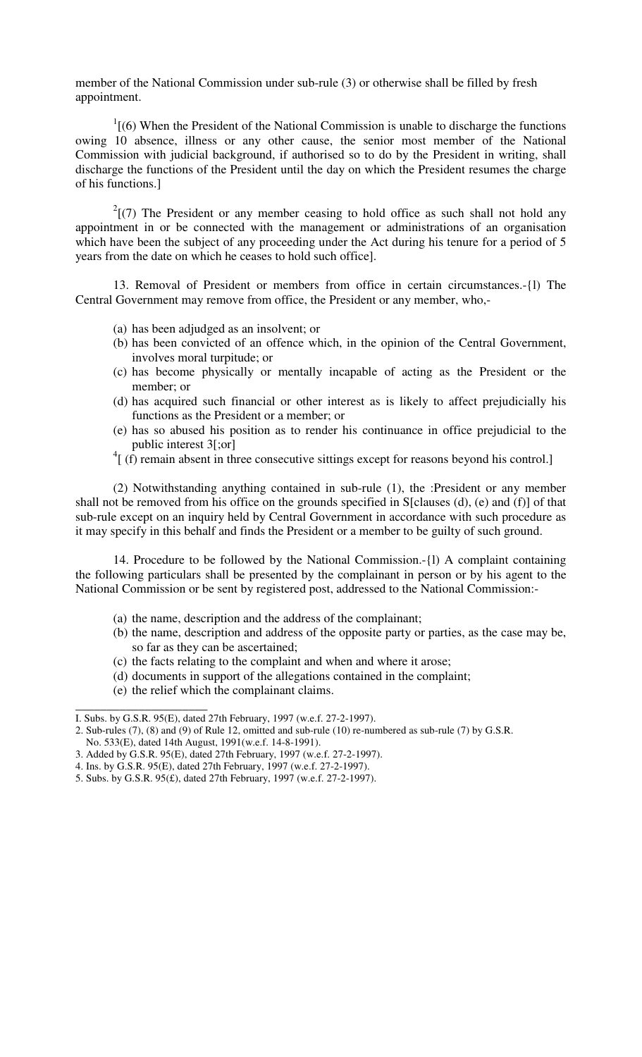member of the National Commission under sub-rule (3) or otherwise shall be filled by fresh appointment.

[1][(6) When the President of the National Commission is unable to discharge the functions owing 10 absence, illness or any other cause, the senior most member of the National Commission with judicial background, if authorised so to do by the President in writing, shall discharge the functions of the President until the day on which the President resumes the charge of his functions.]

[2][(7) The President or any member ceasing to hold office as such shall not hold any appointment in or be connected with the management or administrations of an organisation which have been the subject of any proceeding under the Act during his tenure for a period of 5 years from the date on which he ceases to hold such office].

13. Removal of President or members from office in certain circumstances.-{l) The Central Government may remove from office, the President or any member, who,-

(a) has been adjudged as an insolvent; or
(b) has been convicted of an offence which, in the opinion of the Central Government, involves moral turpitude; or
(c) has become physically or mentally incapable of acting as the President or the member; or
(d) has acquired such financial or other interest as is likely to affect prejudicially his functions as the President or a member; or
(e) has so abused his position as to render his continuance in office prejudicial to the public interest 3[;or]
[4][ (f) remain absent in three consecutive sittings except for reasons beyond his control.]

(2) Notwithstanding anything contained in sub-rule (1), the :President or any member shall not be removed from his office on the grounds specified in S[clauses (d), (e) and (f)] of that sub-rule except on an inquiry held by Central Government in accordance with such procedure as it may specify in this behalf and finds the President or a member to be guilty of such ground.

14. Procedure to be followed by the National Commission.-{l) A complaint containing the following particulars shall be presented by the complainant in person or by his agent to the National Commission or be sent by registered post, addressed to the National Commission:-

(a) the name, description and the address of the complainant;
(b) the name, description and address of the opposite party or parties, as the case may be, so far as they can be ascertained;
(c) the facts relating to the complaint and when and where it arose;
(d) documents in support of the allegations contained in the complaint;
(e) the relief which the complainant claims.

---

I. Subs. by G.S.R. 95(E), dated 27th February, 1997 (w.e.f. 27-2-1997).
2. Sub-rules (7), (8) and (9) of Rule 12, omitted and sub-rule (10) re-numbered as sub-rule (7) by G.S.R. No. 533(E), dated 14th August, 1991(w.e.f. 14-8-1991).
3. Added by G.S.R. 95(E), dated 27th February, 1997 (w.e.f. 27-2-1997).
4. Ins. by G.S.R. 95(E), dated 27th February, 1997 (w.e.f. 27-2-1997).
5. Subs. by G.S.R. 95(£), dated 27th February, 1997 (w.e.f. 27-2-1997).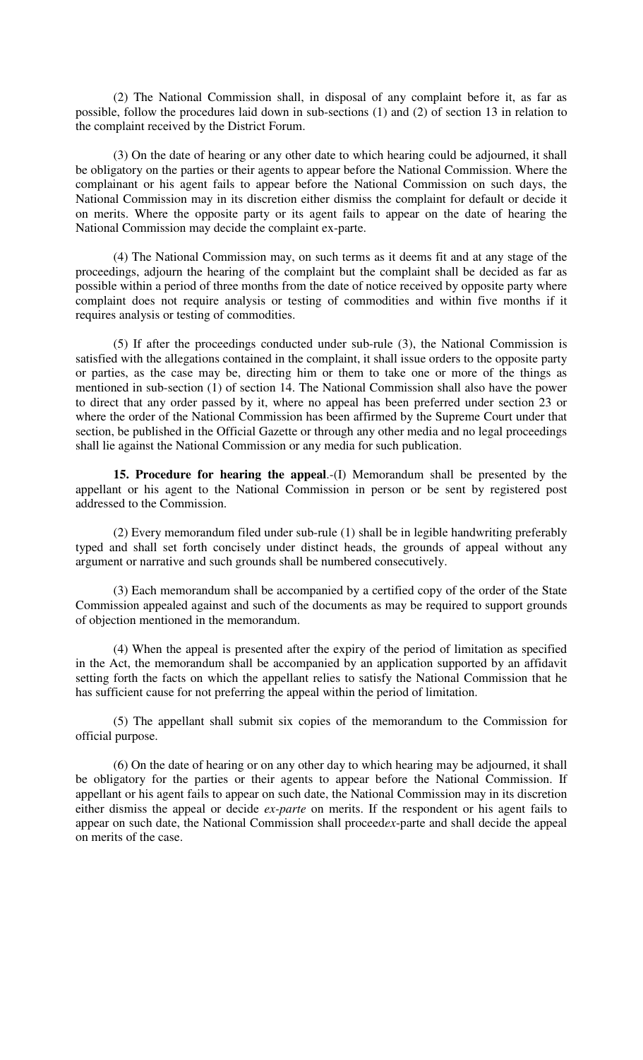(2) The National Commission shall, in disposal of any complaint before it, as far as possible, follow the procedures laid down in sub-sections (1) and (2) of section 13 in relation to the complaint received by the District Forum.

(3) On the date of hearing or any other date to which hearing could be adjourned, it shall be obligatory on the parties or their agents to appear before the National Commission. Where the complainant or his agent fails to appear before the National Commission on such days, the National Commission may in its discretion either dismiss the complaint for default or decide it on merits. Where the opposite party or its agent fails to appear on the date of hearing the National Commission may decide the complaint ex-parte.

(4) The National Commission may, on such terms as it deems fit and at any stage of the proceedings, adjourn the hearing of the complaint but the complaint shall be decided as far as possible within a period of three months from the date of notice received by opposite party where complaint does not require analysis or testing of commodities and within five months if it requires analysis or testing of commodities.

(5) If after the proceedings conducted under sub-rule (3), the National Commission is satisfied with the allegations contained in the complaint, it shall issue orders to the opposite party or parties, as the case may be, directing him or them to take one or more of the things as mentioned in sub-section (1) of section 14. The National Commission shall also have the power to direct that any order passed by it, where no appeal has been preferred under section 23 or where the order of the National Commission has been affirmed by the Supreme Court under that section, be published in the Official Gazette or through any other media and no legal proceedings shall lie against the National Commission or any media for such publication.

**15. Procedure for hearing the appeal**.-(I) Memorandum shall be presented by the appellant or his agent to the National Commission in person or be sent by registered post addressed to the Commission.

(2) Every memorandum filed under sub-rule (1) shall be in legible handwriting preferably typed and shall set forth concisely under distinct heads, the grounds of appeal without any argument or narrative and such grounds shall be numbered consecutively.

(3) Each memorandum shall be accompanied by a certified copy of the order of the State Commission appealed against and such of the documents as may be required to support grounds of objection mentioned in the memorandum.

(4) When the appeal is presented after the expiry of the period of limitation as specified in the Act, the memorandum shall be accompanied by an application supported by an affidavit setting forth the facts on which the appellant relies to satisfy the National Commission that he has sufficient cause for not preferring the appeal within the period of limitation.

(5) The appellant shall submit six copies of the memorandum to the Commission for official purpose.

(6) On the date of hearing or on any other day to which hearing may be adjourned, it shall be obligatory for the parties or their agents to appear before the National Commission. If appellant or his agent fails to appear on such date, the National Commission may in its discretion either dismiss the appeal or decide *ex-parte* on merits. If the respondent or his agent fails to appear on such date, the National Commission shall proceed*ex*-parte and shall decide the appeal on merits of the case.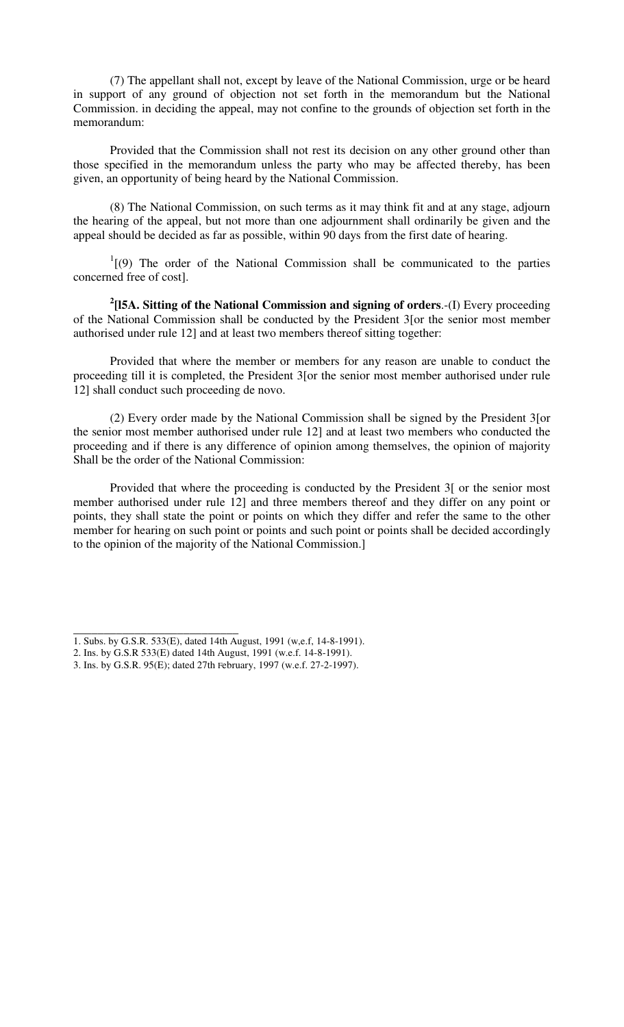(7) The appellant shall not, except by leave of the National Commission, urge or be heard in support of any ground of objection not set forth in the memorandum but the National Commission. in deciding the appeal, may not confine to the grounds of objection set forth in the memorandum:

Provided that the Commission shall not rest its decision on any other ground other than those specified in the memorandum unless the party who may be affected thereby, has been given, an opportunity of being heard by the National Commission.

(8) The National Commission, on such terms as it may think fit and at any stage, adjourn the hearing of the appeal, but not more than one adjournment shall ordinarily be given and the appeal should be decided as far as possible, within 90 days from the first date of hearing.

[1][(9) The order of the National Commission shall be communicated to the parties concerned free of cost].

[2]**[l5A. Sitting of the National Commission and signing of orders**.-(I) Every proceeding of the National Commission shall be conducted by the President 3[or the senior most member authorised under rule 12] and at least two members thereof sitting together:

Provided that where the member or members for any reason are unable to conduct the proceeding till it is completed, the President 3[or the senior most member authorised under rule 12] shall conduct such proceeding de novo.

(2) Every order made by the National Commission shall be signed by the President 3[or the senior most member authorised under rule 12] and at least two members who conducted the proceeding and if there is any difference of opinion among themselves, the opinion of majority Shall be the order of the National Commission:

Provided that where the proceeding is conducted by the President 3[ or the senior most member authorised under rule 12] and three members thereof and they differ on any point or points, they shall state the point or points on which they differ and refer the same to the other member for hearing on such point or points and such point or points shall be decided accordingly to the opinion of the majority of the National Commission.]

---

1. Subs. by G.S.R. 533(E), dated 14th August, 1991 (w,e.f, 14-8-1991).
2. Ins. by G.S.R 533(E) dated 14th August, 1991 (w.e.f. 14-8-1991).
3. Ins. by G.S.R. 95(E); dated 27th February, 1997 (w.e.f. 27-2-1997).